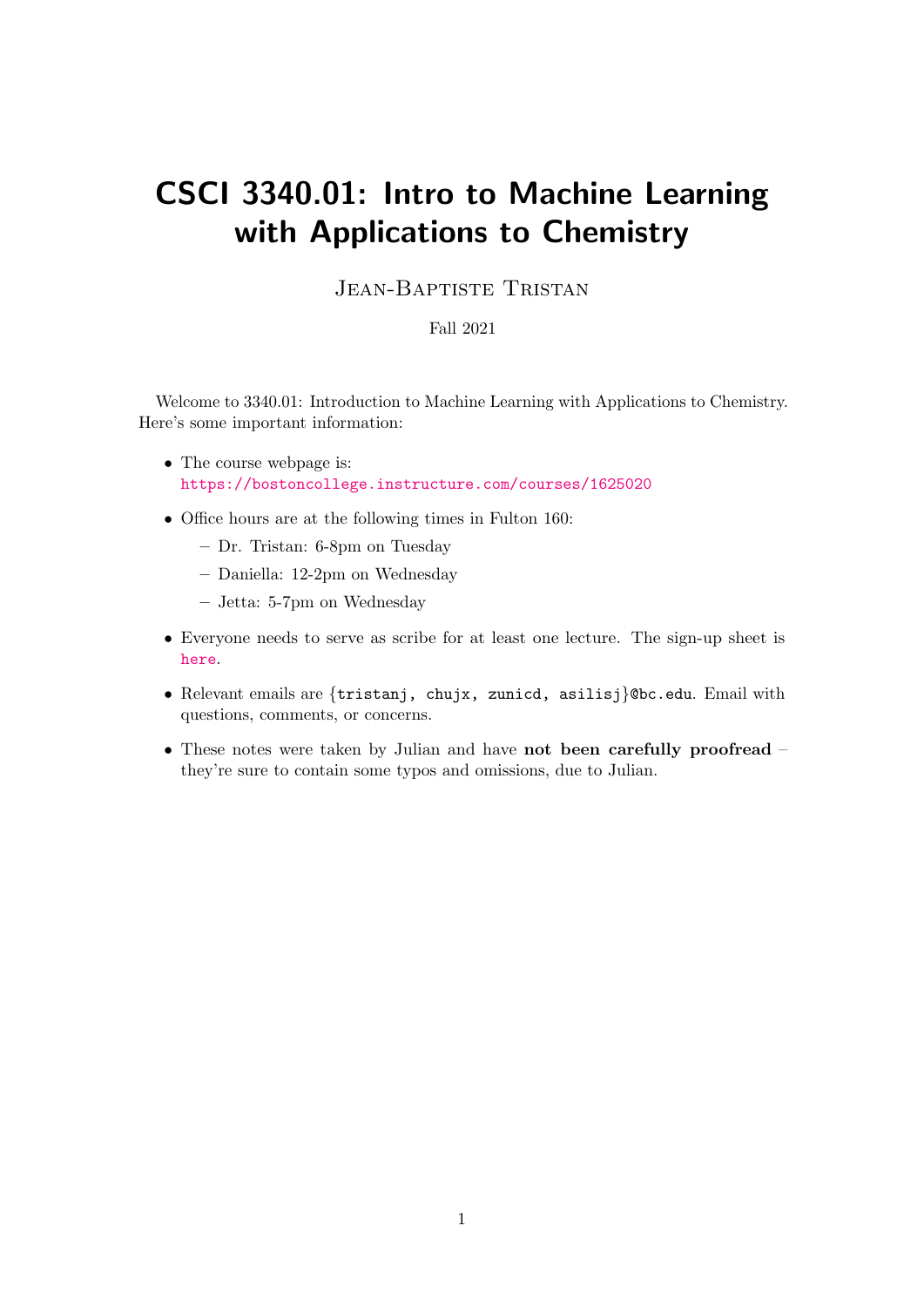# CSCI 3340.01: Intro to Machine Learning with Applications to Chemistry

Jean-Baptiste Tristan

Fall 2021

Welcome to 3340.01: Introduction to Machine Learning with Applications to Chemistry. Here's some important information:

- The course webpage is:
  https://bostoncollege.instructure.com/courses/1625020
- Office hours are at the following times in Fulton 160:
  - Dr. Tristan: 6-8pm on Tuesday
  - Daniella: 12-2pm on Wednesday
  - Jetta: 5-7pm on Wednesday
- Everyone needs to serve as scribe for at least one lecture. The sign-up sheet is here.
- Relevant emails are {`tristanj, chujx, zunicd, asilisj`}`@bc.edu`. Email with questions, comments, or concerns.
- These notes were taken by Julian and have **not been carefully proofread** – they're sure to contain some typos and omissions, due to Julian.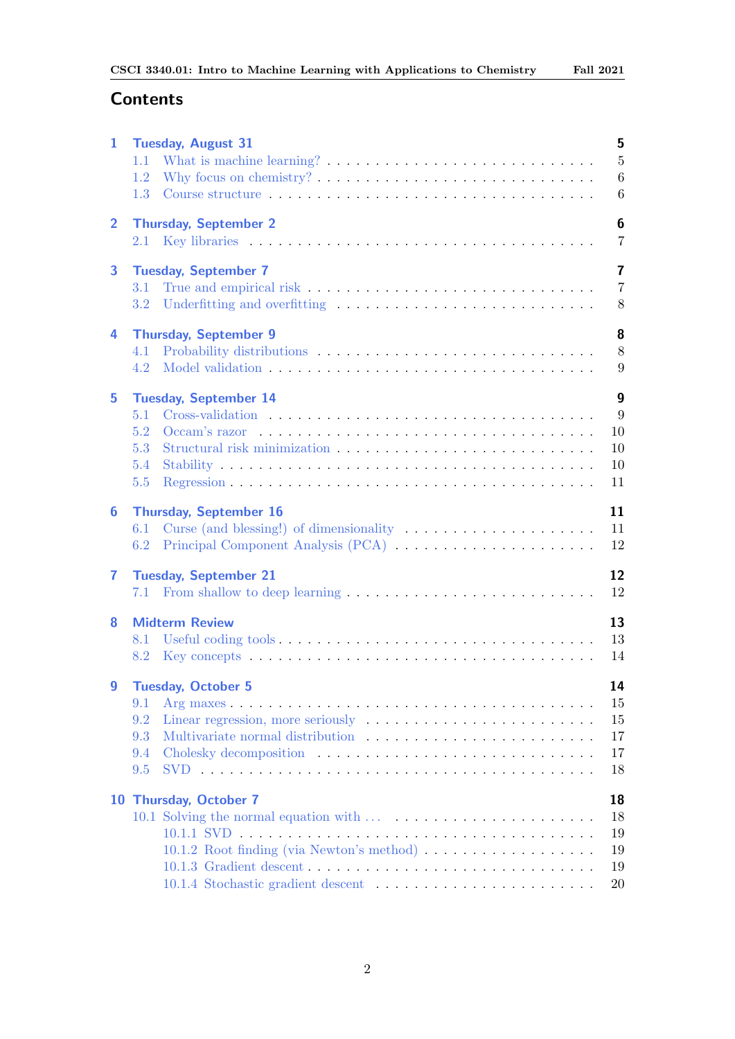# Contents

**1 Tuesday, August 31** — **5**
- 1.1 What is machine learning? — 5
- 1.2 Why focus on chemistry? — 6
- 1.3 Course structure — 6

**2 Thursday, September 2** — **6**
- 2.1 Key libraries — 7

**3 Tuesday, September 7** — **7**
- 3.1 True and empirical risk — 7
- 3.2 Underfitting and overfitting — 8

**4 Thursday, September 9** — **8**
- 4.1 Probability distributions — 8
- 4.2 Model validation — 9

**5 Tuesday, September 14** — **9**
- 5.1 Cross-validation — 9
- 5.2 Occam's razor — 10
- 5.3 Structural risk minimization — 10
- 5.4 Stability — 10
- 5.5 Regression — 11

**6 Thursday, September 16** — **11**
- 6.1 Curse (and blessing!) of dimensionality — 11
- 6.2 Principal Component Analysis (PCA) — 12

**7 Tuesday, September 21** — **12**
- 7.1 From shallow to deep learning — 12

**8 Midterm Review** — **13**
- 8.1 Useful coding tools — 13
- 8.2 Key concepts — 14

**9 Tuesday, October 5** — **14**
- 9.1 Arg maxes — 15
- 9.2 Linear regression, more seriously — 15
- 9.3 Multivariate normal distribution — 17
- 9.4 Cholesky decomposition — 17
- 9.5 SVD — 18

**10 Thursday, October 7** — **18**
- 10.1 Solving the normal equation with ... — 18
  - 10.1.1 SVD — 19
  - 10.1.2 Root finding (via Newton's method) — 19
  - 10.1.3 Gradient descent — 19
  - 10.1.4 Stochastic gradient descent — 20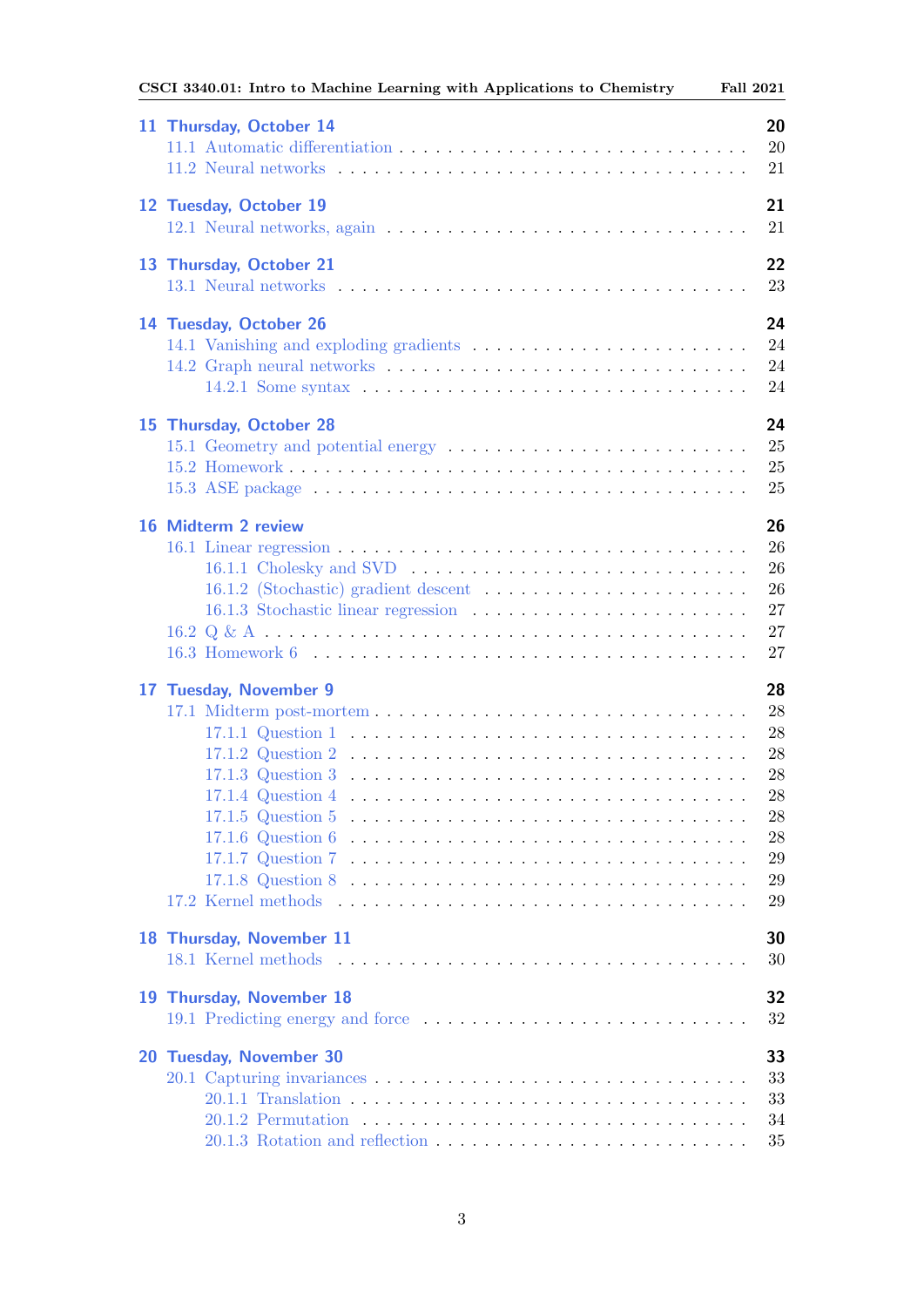**11 Thursday, October 14** — 20
- 11.1 Automatic differentiation — 20
- 11.2 Neural networks — 21

**12 Tuesday, October 19** — 21
- 12.1 Neural networks, again — 21

**13 Thursday, October 21** — 22
- 13.1 Neural networks — 23

**14 Tuesday, October 26** — 24
- 14.1 Vanishing and exploding gradients — 24
- 14.2 Graph neural networks — 24
  - 14.2.1 Some syntax — 24

**15 Thursday, October 28** — 24
- 15.1 Geometry and potential energy — 25
- 15.2 Homework — 25
- 15.3 ASE package — 25

**16 Midterm 2 review** — 26
- 16.1 Linear regression — 26
  - 16.1.1 Cholesky and SVD — 26
  - 16.1.2 (Stochastic) gradient descent — 26
  - 16.1.3 Stochastic linear regression — 27
- 16.2 Q & A — 27
- 16.3 Homework 6 — 27

**17 Tuesday, November 9** — 28
- 17.1 Midterm post-mortem — 28
  - 17.1.1 Question 1 — 28
  - 17.1.2 Question 2 — 28
  - 17.1.3 Question 3 — 28
  - 17.1.4 Question 4 — 28
  - 17.1.5 Question 5 — 28
  - 17.1.6 Question 6 — 28
  - 17.1.7 Question 7 — 29
  - 17.1.8 Question 8 — 29
- 17.2 Kernel methods — 29

**18 Thursday, November 11** — 30
- 18.1 Kernel methods — 30

**19 Thursday, November 18** — 32
- 19.1 Predicting energy and force — 32

**20 Tuesday, November 30** — 33
- 20.1 Capturing invariances — 33
  - 20.1.1 Translation — 33
  - 20.1.2 Permutation — 34
  - 20.1.3 Rotation and reflection — 35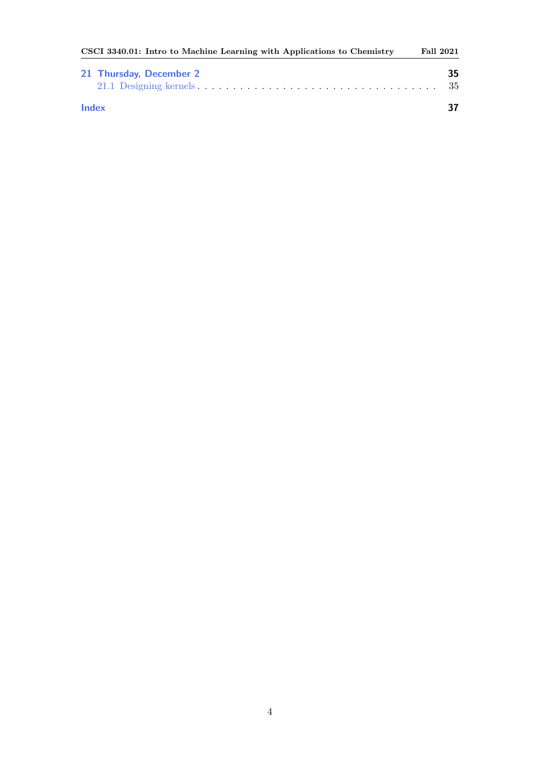**21 Thursday, December 2** — 35

- 21.1 Designing kernels — 35

**Index** — 37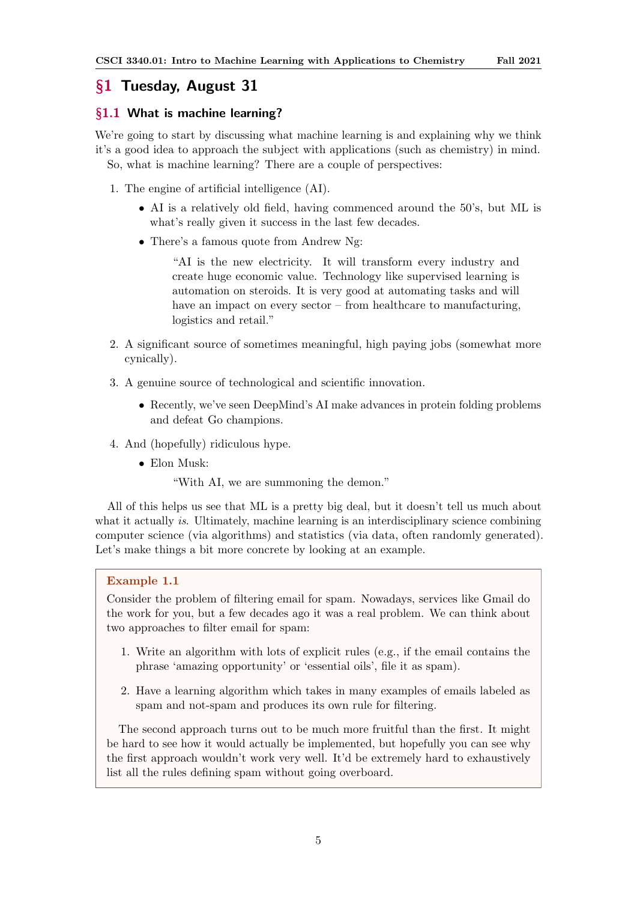## §1 Tuesday, August 31

### §1.1 What is machine learning?

We're going to start by discussing what machine learning is and explaining why we think it's a good idea to approach the subject with applications (such as chemistry) in mind.

So, what is machine learning? There are a couple of perspectives:

1. The engine of artificial intelligence (AI).
   - AI is a relatively old field, having commenced around the 50's, but ML is what's really given it success in the last few decades.
   - There's a famous quote from Andrew Ng:

     > "AI is the new electricity. It will transform every industry and create huge economic value. Technology like supervised learning is automation on steroids. It is very good at automating tasks and will have an impact on every sector – from healthcare to manufacturing, logistics and retail."

2. A significant source of sometimes meaningful, high paying jobs (somewhat more cynically).
3. A genuine source of technological and scientific innovation.
   - Recently, we've seen DeepMind's AI make advances in protein folding problems and defeat Go champions.
4. And (hopefully) ridiculous hype.
   - Elon Musk:

     > "With AI, we are summoning the demon."

All of this helps us see that ML is a pretty big deal, but it doesn't tell us much about what it actually *is*. Ultimately, machine learning is an interdisciplinary science combining computer science (via algorithms) and statistics (via data, often randomly generated). Let's make things a bit more concrete by looking at an example.

**Example 1.1**

Consider the problem of filtering email for spam. Nowadays, services like Gmail do the work for you, but a few decades ago it was a real problem. We can think about two approaches to filter email for spam:

1. Write an algorithm with lots of explicit rules (e.g., if the email contains the phrase 'amazing opportunity' or 'essential oils', file it as spam).
2. Have a learning algorithm which takes in many examples of emails labeled as spam and not-spam and produces its own rule for filtering.

The second approach turns out to be much more fruitful than the first. It might be hard to see how it would actually be implemented, but hopefully you can see why the first approach wouldn't work very well. It'd be extremely hard to exhaustively list all the rules defining spam without going overboard.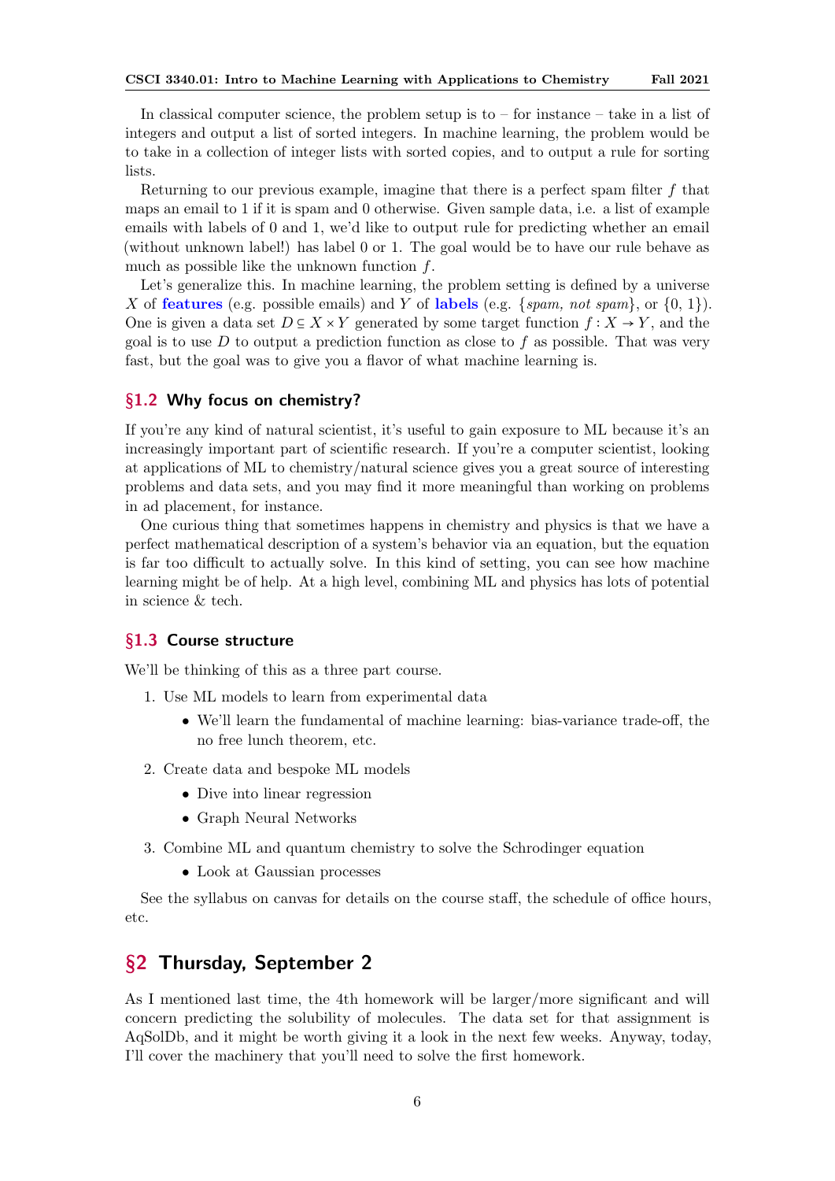In classical computer science, the problem setup is to – for instance – take in a list of integers and output a list of sorted integers. In machine learning, the problem would be to take in a collection of integer lists with sorted copies, and to output a rule for sorting lists.

Returning to our previous example, imagine that there is a perfect spam filter $f$ that maps an email to 1 if it is spam and 0 otherwise. Given sample data, i.e. a list of example emails with labels of 0 and 1, we'd like to output rule for predicting whether an email (without unknown label!) has label 0 or 1. The goal would be to have our rule behave as much as possible like the unknown function $f$.

Let's generalize this. In machine learning, the problem setting is defined by a universe $X$ of **features** (e.g. possible emails) and $Y$ of **labels** (e.g. $\{spam, not\ spam\}$, or $\{0, 1\}$). One is given a data set $D \subseteq X \times Y$ generated by some target function $f : X \to Y$, and the goal is to use $D$ to output a prediction function as close to $f$ as possible. That was very fast, but the goal was to give you a flavor of what machine learning is.

### §1.2 Why focus on chemistry?

If you're any kind of natural scientist, it's useful to gain exposure to ML because it's an increasingly important part of scientific research. If you're a computer scientist, looking at applications of ML to chemistry/natural science gives you a great source of interesting problems and data sets, and you may find it more meaningful than working on problems in ad placement, for instance.

One curious thing that sometimes happens in chemistry and physics is that we have a perfect mathematical description of a system's behavior via an equation, but the equation is far too difficult to actually solve. In this kind of setting, you can see how machine learning might be of help. At a high level, combining ML and physics has lots of potential in science & tech.

### §1.3 Course structure

We'll be thinking of this as a three part course.

1. Use ML models to learn from experimental data
   - We'll learn the fundamental of machine learning: bias-variance trade-off, the no free lunch theorem, etc.
2. Create data and bespoke ML models
   - Dive into linear regression
   - Graph Neural Networks
3. Combine ML and quantum chemistry to solve the Schrodinger equation
   - Look at Gaussian processes

See the syllabus on canvas for details on the course staff, the schedule of office hours, etc.

## §2 Thursday, September 2

As I mentioned last time, the 4th homework will be larger/more significant and will concern predicting the solubility of molecules. The data set for that assignment is AqSolDb, and it might be worth giving it a look in the next few weeks. Anyway, today, I'll cover the machinery that you'll need to solve the first homework.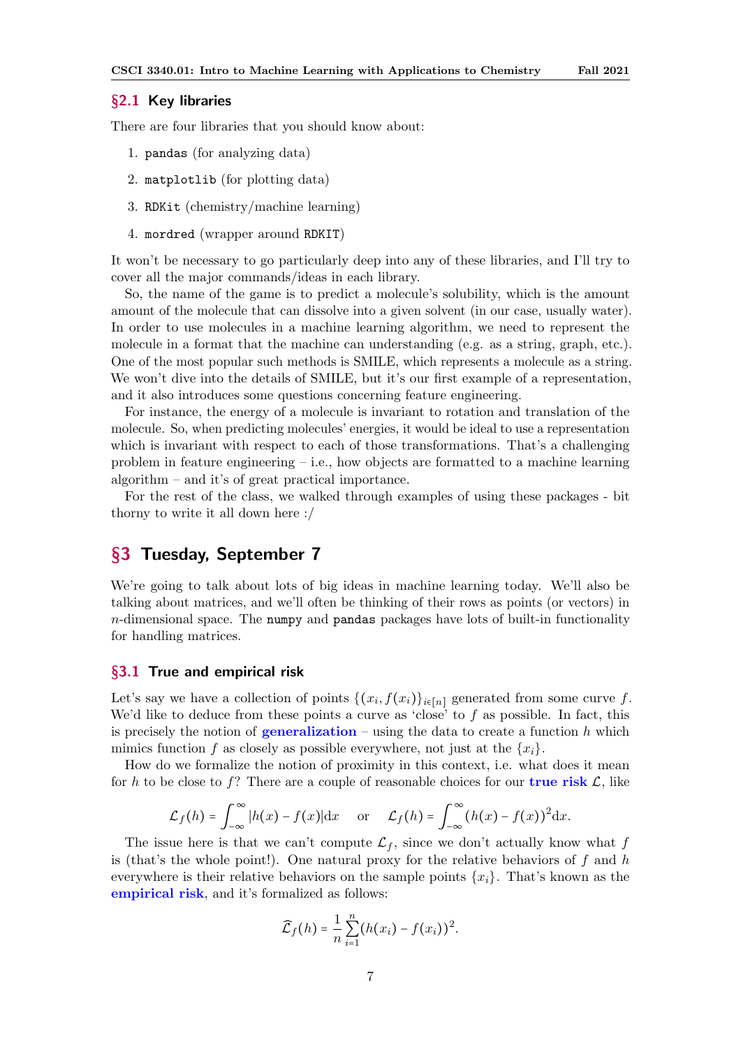### §2.1 Key libraries

There are four libraries that you should know about:

1. `pandas` (for analyzing data)
2. `matplotlib` (for plotting data)
3. `RDKit` (chemistry/machine learning)
4. `mordred` (wrapper around `RDKIT`)

It won't be necessary to go particularly deep into any of these libraries, and I'll try to cover all the major commands/ideas in each library.

So, the name of the game is to predict a molecule's solubility, which is the amount amount of the molecule that can dissolve into a given solvent (in our case, usually water). In order to use molecules in a machine learning algorithm, we need to represent the molecule in a format that the machine can understanding (e.g. as a string, graph, etc.). One of the most popular such methods is SMILE, which represents a molecule as a string. We won't dive into the details of SMILE, but it's our first example of a representation, and it also introduces some questions concerning feature engineering.

For instance, the energy of a molecule is invariant to rotation and translation of the molecule. So, when predicting molecules' energies, it would be ideal to use a representation which is invariant with respect to each of those transformations. That's a challenging problem in feature engineering – i.e., how objects are formatted to a machine learning algorithm – and it's of great practical importance.

For the rest of the class, we walked through examples of using these packages - bit thorny to write it all down here :/

## §3 Tuesday, September 7

We're going to talk about lots of big ideas in machine learning today. We'll also be talking about matrices, and we'll often be thinking of their rows as points (or vectors) in $n$-dimensional space. The `numpy` and `pandas` packages have lots of built-in functionality for handling matrices.

### §3.1 True and empirical risk

Let's say we have a collection of points $\{(x_i, f(x_i)\}_{i\in[n]}$ generated from some curve $f$. We'd like to deduce from these points a curve as 'close' to $f$ as possible. In fact, this is precisely the notion of **generalization** – using the data to create a function $h$ which mimics function $f$ as closely as possible everywhere, not just at the $\{x_i\}$.

How do we formalize the notion of proximity in this context, i.e. what does it mean for $h$ to be close to $f$? There are a couple of reasonable choices for our **true risk** $\mathcal{L}$, like

$$\mathcal{L}_f(h) = \int_{-\infty}^{\infty} |h(x) - f(x)| \mathrm{d}x \quad \text{or} \quad \mathcal{L}_f(h) = \int_{-\infty}^{\infty} (h(x) - f(x))^2 \mathrm{d}x.$$

The issue here is that we can't compute $\mathcal{L}_f$, since we don't actually know what $f$ is (that's the whole point!). One natural proxy for the relative behaviors of $f$ and $h$ everywhere is their relative behaviors on the sample points $\{x_i\}$. That's known as the **empirical risk**, and it's formalized as follows:

$$\widehat{\mathcal{L}}_f(h) = \frac{1}{n}\sum_{i=1}^{n}(h(x_i) - f(x_i))^2.$$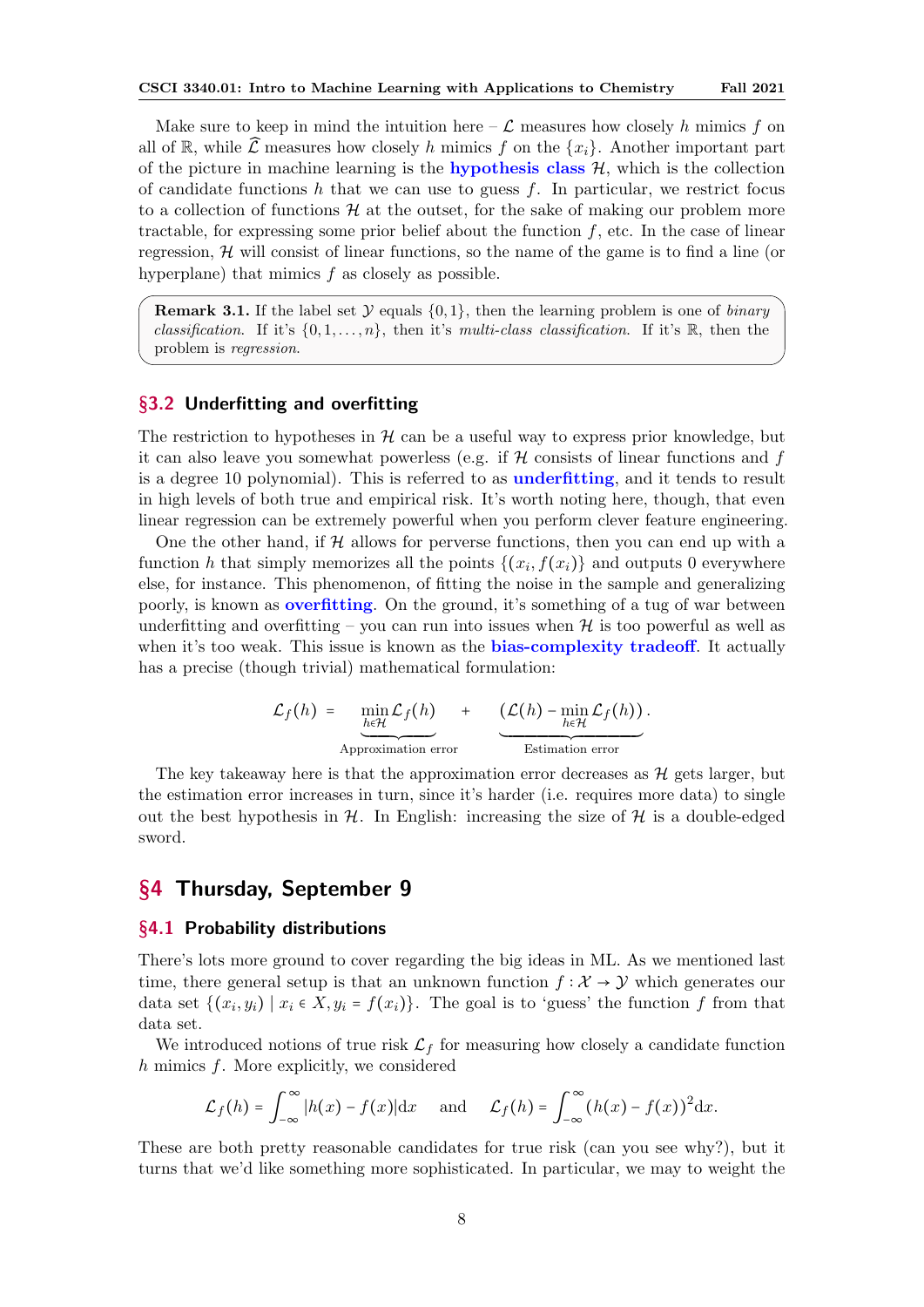Make sure to keep in mind the intuition here – $\mathcal{L}$ measures how closely $h$ mimics $f$ on all of $\mathbb{R}$, while $\widehat{\mathcal{L}}$ measures how closely $h$ mimics $f$ on the $\{x_i\}$. Another important part of the picture in machine learning is the **hypothesis class** $\mathcal{H}$, which is the collection of candidate functions $h$ that we can use to guess $f$. In particular, we restrict focus to a collection of functions $\mathcal{H}$ at the outset, for the sake of making our problem more tractable, for expressing some prior belief about the function $f$, etc. In the case of linear regression, $\mathcal{H}$ will consist of linear functions, so the name of the game is to find a line (or hyperplane) that mimics $f$ as closely as possible.

> **Remark 3.1.** If the label set $\mathcal{Y}$ equals $\{0,1\}$, then the learning problem is one of *binary classification*. If it's $\{0,1,\ldots,n\}$, then it's *multi-class classification*. If it's $\mathbb{R}$, then the problem is *regression*.

## §3.2 Underfitting and overfitting

The restriction to hypotheses in $\mathcal{H}$ can be a useful way to express prior knowledge, but it can also leave you somewhat powerless (e.g. if $\mathcal{H}$ consists of linear functions and $f$ is a degree 10 polynomial). This is referred to as **underfitting**, and it tends to result in high levels of both true and empirical risk. It's worth noting here, though, that even linear regression can be extremely powerful when you perform clever feature engineering.

One the other hand, if $\mathcal{H}$ allows for perverse functions, then you can end up with a function $h$ that simply memorizes all the points $\{(x_i, f(x_i)\}$ and outputs 0 everywhere else, for instance. This phenomenon, of fitting the noise in the sample and generalizing poorly, is known as **overfitting**. On the ground, it's something of a tug of war between underfitting and overfitting – you can run into issues when $\mathcal{H}$ is too powerful as well as when it's too weak. This issue is known as the **bias-complexity tradeoff**. It actually has a precise (though trivial) mathematical formulation:

$$\mathcal{L}_f(h) = \underbrace{\min_{h \in \mathcal{H}} \mathcal{L}_f(h)}_{\text{Approximation error}} + \underbrace{(\mathcal{L}(h) - \min_{h \in \mathcal{H}} \mathcal{L}_f(h))}_{\text{Estimation error}}.$$

The key takeaway here is that the approximation error decreases as $\mathcal{H}$ gets larger, but the estimation error increases in turn, since it's harder (i.e. requires more data) to single out the best hypothesis in $\mathcal{H}$. In English: increasing the size of $\mathcal{H}$ is a double-edged sword.

# §4 Thursday, September 9

## §4.1 Probability distributions

There's lots more ground to cover regarding the big ideas in ML. As we mentioned last time, there general setup is that an unknown function $f : \mathcal{X} \to \mathcal{Y}$ which generates our data set $\{(x_i, y_i) \mid x_i \in X, y_i = f(x_i)\}$. The goal is to 'guess' the function $f$ from that data set.

We introduced notions of true risk $\mathcal{L}_f$ for measuring how closely a candidate function $h$ mimics $f$. More explicitly, we considered

$$\mathcal{L}_f(h) = \int_{-\infty}^{\infty} |h(x) - f(x)| \mathrm{d}x \quad \text{and} \quad \mathcal{L}_f(h) = \int_{-\infty}^{\infty} (h(x) - f(x))^2 \mathrm{d}x.$$

These are both pretty reasonable candidates for true risk (can you see why?), but it turns that we'd like something more sophisticated. In particular, we may to weight the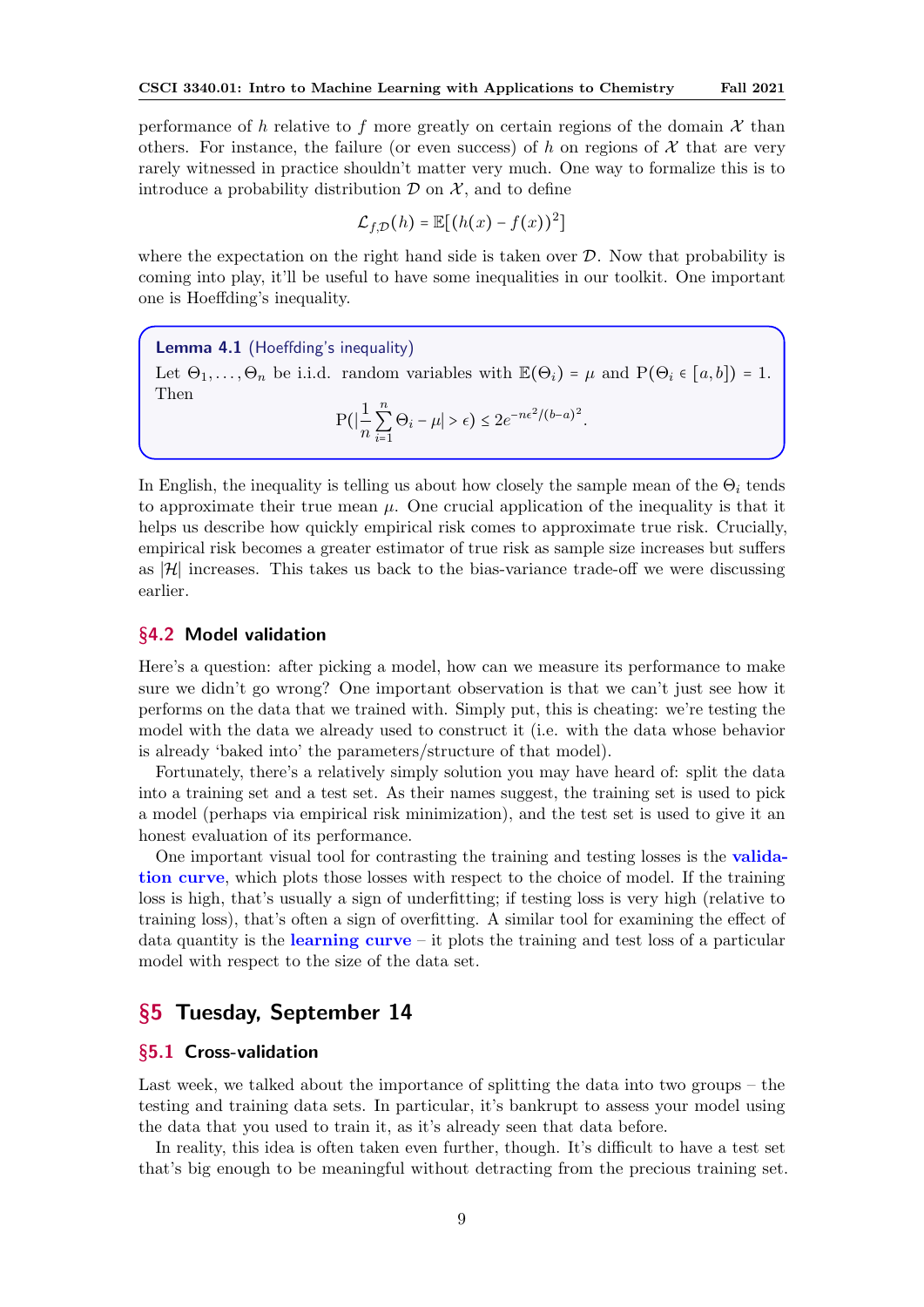performance of $h$ relative to $f$ more greatly on certain regions of the domain $\mathcal{X}$ than others. For instance, the failure (or even success) of $h$ on regions of $\mathcal{X}$ that are very rarely witnessed in practice shouldn't matter very much. One way to formalize this is to introduce a probability distribution $\mathcal{D}$ on $\mathcal{X}$, and to define

$$\mathcal{L}_{f,\mathcal{D}}(h) = \mathbb{E}[(h(x) - f(x))^2]$$

where the expectation on the right hand side is taken over $\mathcal{D}$. Now that probability is coming into play, it'll be useful to have some inequalities in our toolkit. One important one is Hoeffding's inequality.

> **Lemma 4.1** (Hoeffding's inequality)
> Let $\Theta_1, \ldots, \Theta_n$ be i.i.d. random variables with $\mathbb{E}(\Theta_i) = \mu$ and $\mathrm{P}(\Theta_i \in [a, b]) = 1$. Then
> $$\mathrm{P}(|\frac{1}{n}\sum_{i=1}^{n} \Theta_i - \mu| > \epsilon) \leq 2e^{-n\epsilon^2/(b-a)^2}.$$

In English, the inequality is telling us about how closely the sample mean of the $\Theta_i$ tends to approximate their true mean $\mu$. One crucial application of the inequality is that it helps us describe how quickly empirical risk comes to approximate true risk. Crucially, empirical risk becomes a greater estimator of true risk as sample size increases but suffers as $|\mathcal{H}|$ increases. This takes us back to the bias-variance trade-off we were discussing earlier.

### §4.2 Model validation

Here's a question: after picking a model, how can we measure its performance to make sure we didn't go wrong? One important observation is that we can't just see how it performs on the data that we trained with. Simply put, this is cheating: we're testing the model with the data we already used to construct it (i.e. with the data whose behavior is already 'baked into' the parameters/structure of that model).

Fortunately, there's a relatively simply solution you may have heard of: split the data into a training set and a test set. As their names suggest, the training set is used to pick a model (perhaps via empirical risk minimization), and the test set is used to give it an honest evaluation of its performance.

One important visual tool for contrasting the training and testing losses is the **validation curve**, which plots those losses with respect to the choice of model. If the training loss is high, that's usually a sign of underfitting; if testing loss is very high (relative to training loss), that's often a sign of overfitting. A similar tool for examining the effect of data quantity is the **learning curve** – it plots the training and test loss of a particular model with respect to the size of the data set.

## §5 Tuesday, September 14

### §5.1 Cross-validation

Last week, we talked about the importance of splitting the data into two groups – the testing and training data sets. In particular, it's bankrupt to assess your model using the data that you used to train it, as it's already seen that data before.

In reality, this idea is often taken even further, though. It's difficult to have a test set that's big enough to be meaningful without detracting from the precious training set.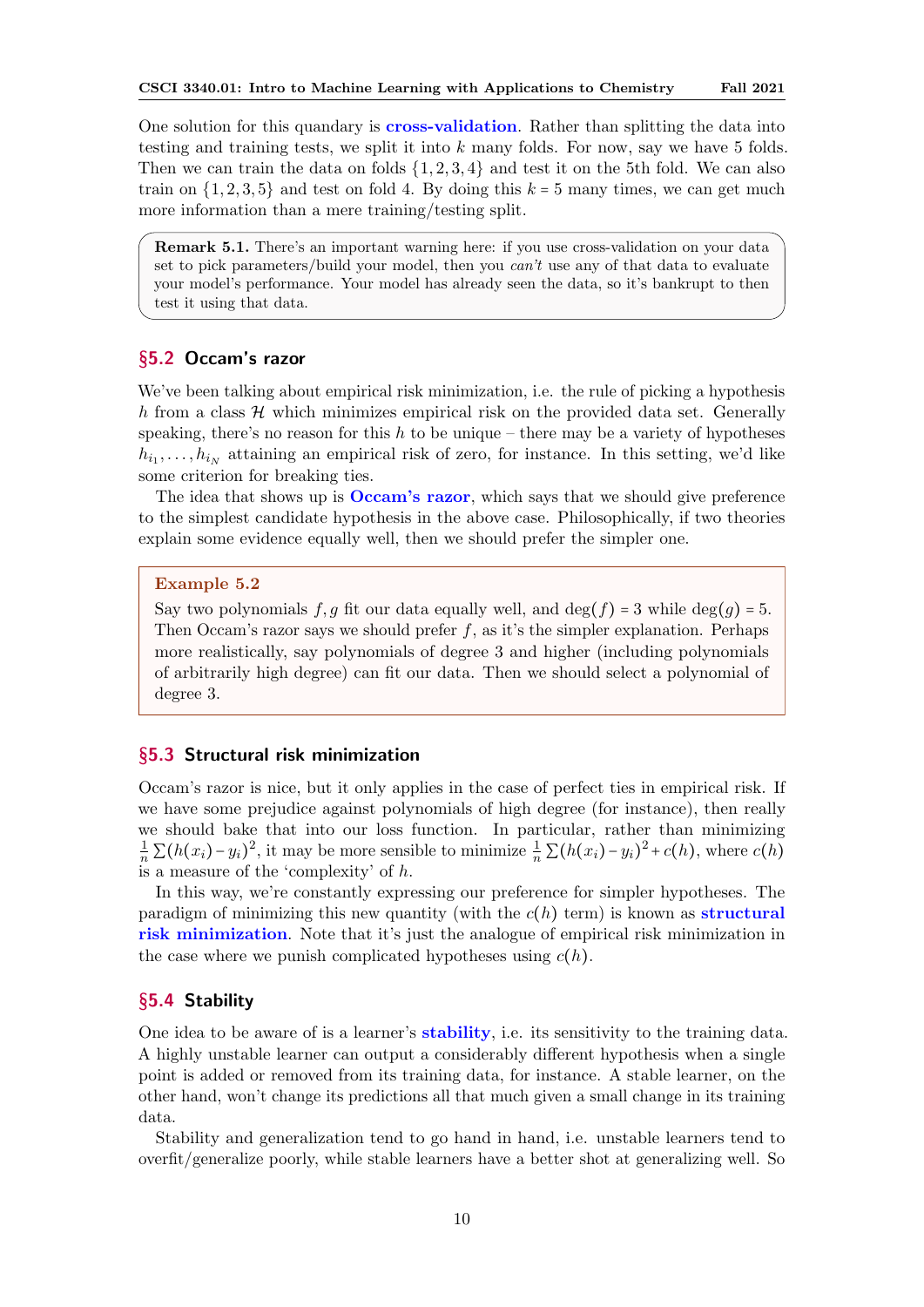One solution for this quandary is **cross-validation**. Rather than splitting the data into testing and training tests, we split it into $k$ many folds. For now, say we have 5 folds. Then we can train the data on folds $\{1, 2, 3, 4\}$ and test it on the 5th fold. We can also train on $\{1, 2, 3, 5\}$ and test on fold 4. By doing this $k = 5$ many times, we can get much more information than a mere training/testing split.

> **Remark 5.1.** There's an important warning here: if you use cross-validation on your data set to pick parameters/build your model, then you *can't* use any of that data to evaluate your model's performance. Your model has already seen the data, so it's bankrupt to then test it using that data.

## §5.2 Occam's razor

We've been talking about empirical risk minimization, i.e. the rule of picking a hypothesis $h$ from a class $\mathcal{H}$ which minimizes empirical risk on the provided data set. Generally speaking, there's no reason for this $h$ to be unique – there may be a variety of hypotheses $h_{i_1}, \ldots, h_{i_N}$ attaining an empirical risk of zero, for instance. In this setting, we'd like some criterion for breaking ties.

The idea that shows up is **Occam's razor**, which says that we should give preference to the simplest candidate hypothesis in the above case. Philosophically, if two theories explain some evidence equally well, then we should prefer the simpler one.

> **Example 5.2**
>
> Say two polynomials $f, g$ fit our data equally well, and $\deg(f) = 3$ while $\deg(g) = 5$. Then Occam's razor says we should prefer $f$, as it's the simpler explanation. Perhaps more realistically, say polynomials of degree 3 and higher (including polynomials of arbitrarily high degree) can fit our data. Then we should select a polynomial of degree 3.

## §5.3 Structural risk minimization

Occam's razor is nice, but it only applies in the case of perfect ties in empirical risk. If we have some prejudice against polynomials of high degree (for instance), then really we should bake that into our loss function. In particular, rather than minimizing $\frac{1}{n}\sum(h(x_i) - y_i)^2$, it may be more sensible to minimize $\frac{1}{n}\sum(h(x_i) - y_i)^2 + c(h)$, where $c(h)$ is a measure of the 'complexity' of $h$.

In this way, we're constantly expressing our preference for simpler hypotheses. The paradigm of minimizing this new quantity (with the $c(h)$ term) is known as **structural risk minimization**. Note that it's just the analogue of empirical risk minimization in the case where we punish complicated hypotheses using $c(h)$.

## §5.4 Stability

One idea to be aware of is a learner's **stability**, i.e. its sensitivity to the training data. A highly unstable learner can output a considerably different hypothesis when a single point is added or removed from its training data, for instance. A stable learner, on the other hand, won't change its predictions all that much given a small change in its training data.

Stability and generalization tend to go hand in hand, i.e. unstable learners tend to overfit/generalize poorly, while stable learners have a better shot at generalizing well. So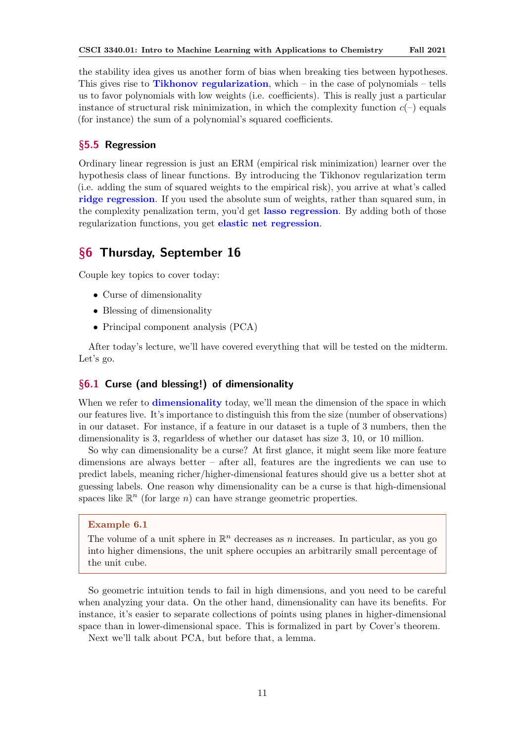the stability idea gives us another form of bias when breaking ties between hypotheses. This gives rise to **Tikhonov regularization**, which – in the case of polynomials – tells us to favor polynomials with low weights (i.e. coefficients). This is really just a particular instance of structural risk minimization, in which the complexity function $c(-)$ equals (for instance) the sum of a polynomial's squared coefficients.

### §5.5 Regression

Ordinary linear regression is just an ERM (empirical risk minimization) learner over the hypothesis class of linear functions. By introducing the Tikhonov regularization term (i.e. adding the sum of squared weights to the empirical risk), you arrive at what's called **ridge regression**. If you used the absolute sum of weights, rather than squared sum, in the complexity penalization term, you'd get **lasso regression**. By adding both of those regularization functions, you get **elastic net regression**.

## §6 Thursday, September 16

Couple key topics to cover today:

- Curse of dimensionality
- Blessing of dimensionality
- Principal component analysis (PCA)

After today's lecture, we'll have covered everything that will be tested on the midterm. Let's go.

### §6.1 Curse (and blessing!) of dimensionality

When we refer to **dimensionality** today, we'll mean the dimension of the space in which our features live. It's importance to distinguish this from the size (number of observations) in our dataset. For instance, if a feature in our dataset is a tuple of 3 numbers, then the dimensionality is 3, regardless of whether our dataset has size 3, 10, or 10 million.

So why can dimensionality be a curse? At first glance, it might seem like more feature dimensions are always better – after all, features are the ingredients we can use to predict labels, meaning richer/higher-dimensional features should give us a better shot at guessing labels. One reason why dimensionality can be a curse is that high-dimensional spaces like $\mathbb{R}^n$ (for large $n$) can have strange geometric properties.

> **Example 6.1**
>
> The volume of a unit sphere in $\mathbb{R}^n$ decreases as $n$ increases. In particular, as you go into higher dimensions, the unit sphere occupies an arbitrarily small percentage of the unit cube.

So geometric intuition tends to fail in high dimensions, and you need to be careful when analyzing your data. On the other hand, dimensionality can have its benefits. For instance, it's easier to separate collections of points using planes in higher-dimensional space than in lower-dimensional space. This is formalized in part by Cover's theorem.

Next we'll talk about PCA, but before that, a lemma.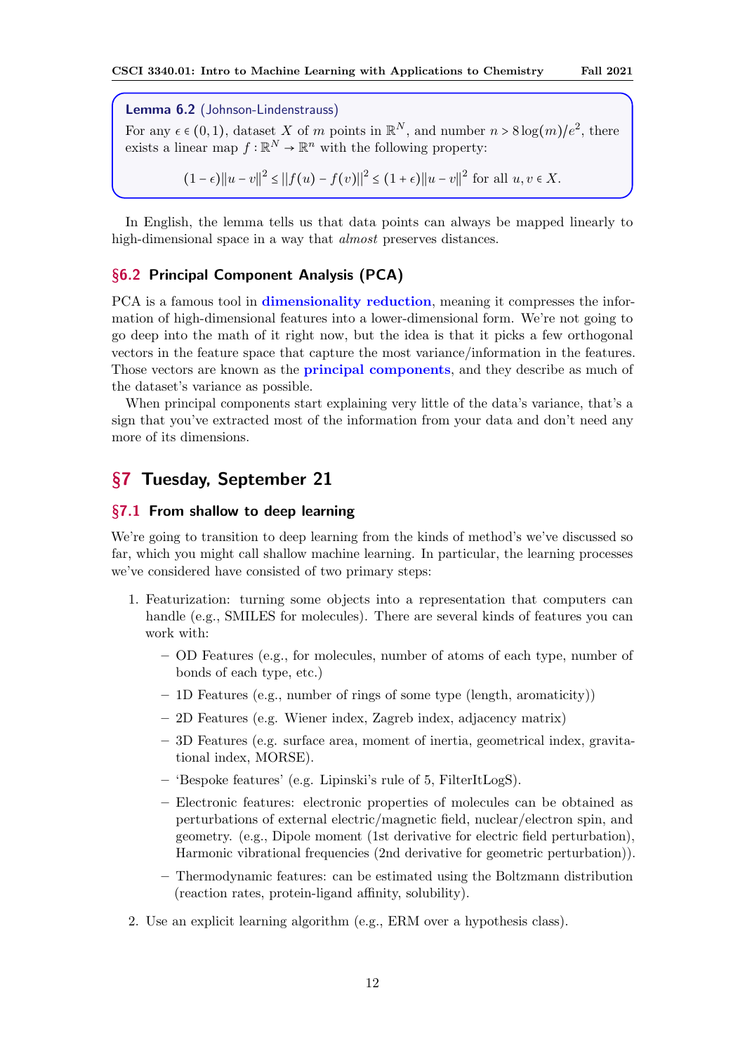**Lemma 6.2** (Johnson-Lindenstrauss)

For any $\epsilon \in (0,1)$, dataset $X$ of $m$ points in $\mathbb{R}^N$, and number $n > 8\log(m)/e^2$, there exists a linear map $f : \mathbb{R}^N \to \mathbb{R}^n$ with the following property:

$$(1-\epsilon)\|u-v\|^2 \leq \|f(u)-f(v)\|^2 \leq (1+\epsilon)\|u-v\|^2 \text{ for all } u, v \in X.$$

In English, the lemma tells us that data points can always be mapped linearly to high-dimensional space in a way that *almost* preserves distances.

### §6.2 Principal Component Analysis (PCA)

PCA is a famous tool in **dimensionality reduction**, meaning it compresses the information of high-dimensional features into a lower-dimensional form. We're not going to go deep into the math of it right now, but the idea is that it picks a few orthogonal vectors in the feature space that capture the most variance/information in the features. Those vectors are known as the **principal components**, and they describe as much of the dataset's variance as possible.

When principal components start explaining very little of the data's variance, that's a sign that you've extracted most of the information from your data and don't need any more of its dimensions.

## §7 Tuesday, September 21

### §7.1 From shallow to deep learning

We're going to transition to deep learning from the kinds of method's we've discussed so far, which you might call shallow machine learning. In particular, the learning processes we've considered have consisted of two primary steps:

1. Featurization: turning some objects into a representation that computers can handle (e.g., SMILES for molecules). There are several kinds of features you can work with:
   - OD Features (e.g., for molecules, number of atoms of each type, number of bonds of each type, etc.)
   - 1D Features (e.g., number of rings of some type (length, aromaticity))
   - 2D Features (e.g. Wiener index, Zagreb index, adjacency matrix)
   - 3D Features (e.g. surface area, moment of inertia, geometrical index, gravitational index, MORSE).
   - 'Bespoke features' (e.g. Lipinski's rule of 5, FilterItLogS).
   - Electronic features: electronic properties of molecules can be obtained as perturbations of external electric/magnetic field, nuclear/electron spin, and geometry. (e.g., Dipole moment (1st derivative for electric field perturbation), Harmonic vibrational frequencies (2nd derivative for geometric perturbation)).
   - Thermodynamic features: can be estimated using the Boltzmann distribution (reaction rates, protein-ligand affinity, solubility).
2. Use an explicit learning algorithm (e.g., ERM over a hypothesis class).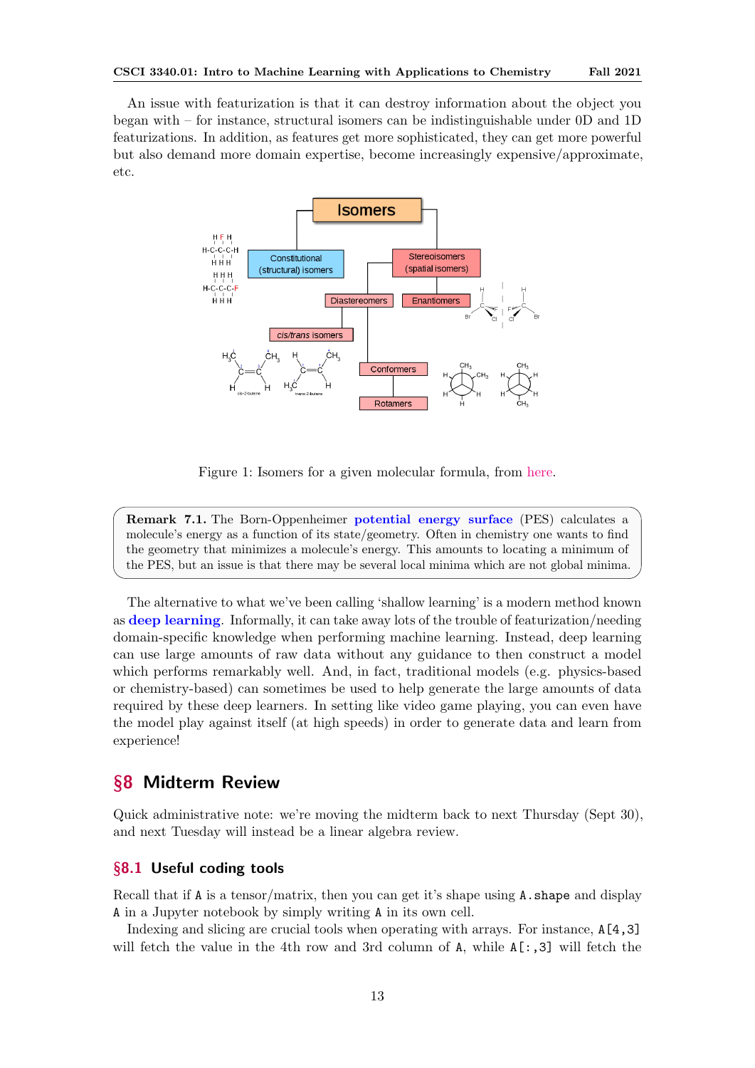An issue with featurization is that it can destroy information about the object you began with – for instance, structural isomers can be indistinguishable under 0D and 1D featurizations. In addition, as features get more sophisticated, they can get more powerful but also demand more domain expertise, become increasingly expensive/approximate, etc.

Figure 1: Isomers for a given molecular formula, from here.

**Remark 7.1.** The Born-Oppenheimer **potential energy surface** (PES) calculates a molecule's energy as a function of its state/geometry. Often in chemistry one wants to find the geometry that minimizes a molecule's energy. This amounts to locating a minimum of the PES, but an issue is that there may be several local minima which are not global minima.

The alternative to what we've been calling 'shallow learning' is a modern method known as **deep learning**. Informally, it can take away lots of the trouble of featurization/needing domain-specific knowledge when performing machine learning. Instead, deep learning can use large amounts of raw data without any guidance to then construct a model which performs remarkably well. And, in fact, traditional models (e.g. physics-based or chemistry-based) can sometimes be used to help generate the large amounts of data required by these deep learners. In setting like video game playing, you can even have the model play against itself (at high speeds) in order to generate data and learn from experience!

# §8 Midterm Review

Quick administrative note: we're moving the midterm back to next Thursday (Sept 30), and next Tuesday will instead be a linear algebra review.

## §8.1 Useful coding tools

Recall that if `A` is a tensor/matrix, then you can get it's shape using `A.shape` and display `A` in a Jupyter notebook by simply writing `A` in its own cell.

Indexing and slicing are crucial tools when operating with arrays. For instance, `A[4,3]` will fetch the value in the 4th row and 3rd column of `A`, while `A[:,3]` will fetch the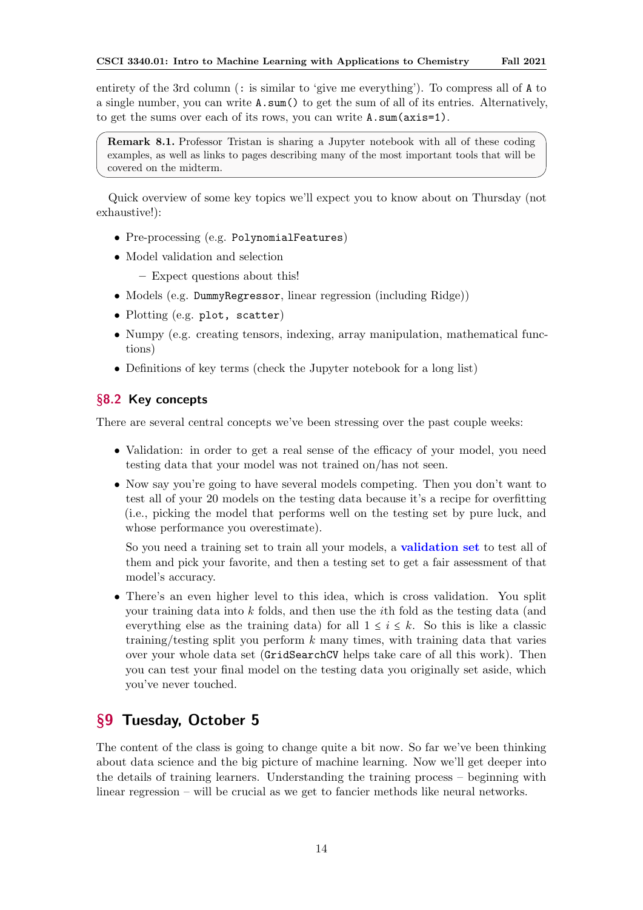entirety of the 3rd column (`:` is similar to 'give me everything'). To compress all of `A` to a single number, you can write `A.sum()` to get the sum of all of its entries. Alternatively, to get the sums over each of its rows, you can write `A.sum(axis=1)`.

> **Remark 8.1.** Professor Tristan is sharing a Jupyter notebook with all of these coding examples, as well as links to pages describing many of the most important tools that will be covered on the midterm.

Quick overview of some key topics we'll expect you to know about on Thursday (not exhaustive!):

- Pre-processing (e.g. `PolynomialFeatures`)
- Model validation and selection
  - Expect questions about this!
- Models (e.g. `DummyRegressor`, linear regression (including Ridge))
- Plotting (e.g. `plot, scatter`)
- Numpy (e.g. creating tensors, indexing, array manipulation, mathematical functions)
- Definitions of key terms (check the Jupyter notebook for a long list)

## §8.2 Key concepts

There are several central concepts we've been stressing over the past couple weeks:

- Validation: in order to get a real sense of the efficacy of your model, you need testing data that your model was not trained on/has not seen.
- Now say you're going to have several models competing. Then you don't want to test all of your 20 models on the testing data because it's a recipe for overfitting (i.e., picking the model that performs well on the testing set by pure luck, and whose performance you overestimate).

  So you need a training set to train all your models, a **validation set** to test all of them and pick your favorite, and then a testing set to get a fair assessment of that model's accuracy.
- There's an even higher level to this idea, which is cross validation. You split your training data into $k$ folds, and then use the $i$th fold as the testing data (and everything else as the training data) for all $1 \le i \le k$. So this is like a classic training/testing split you perform $k$ many times, with training data that varies over your whole data set (`GridSearchCV` helps take care of all this work). Then you can test your final model on the testing data you originally set aside, which you've never touched.

# §9 Tuesday, October 5

The content of the class is going to change quite a bit now. So far we've been thinking about data science and the big picture of machine learning. Now we'll get deeper into the details of training learners. Understanding the training process – beginning with linear regression – will be crucial as we get to fancier methods like neural networks.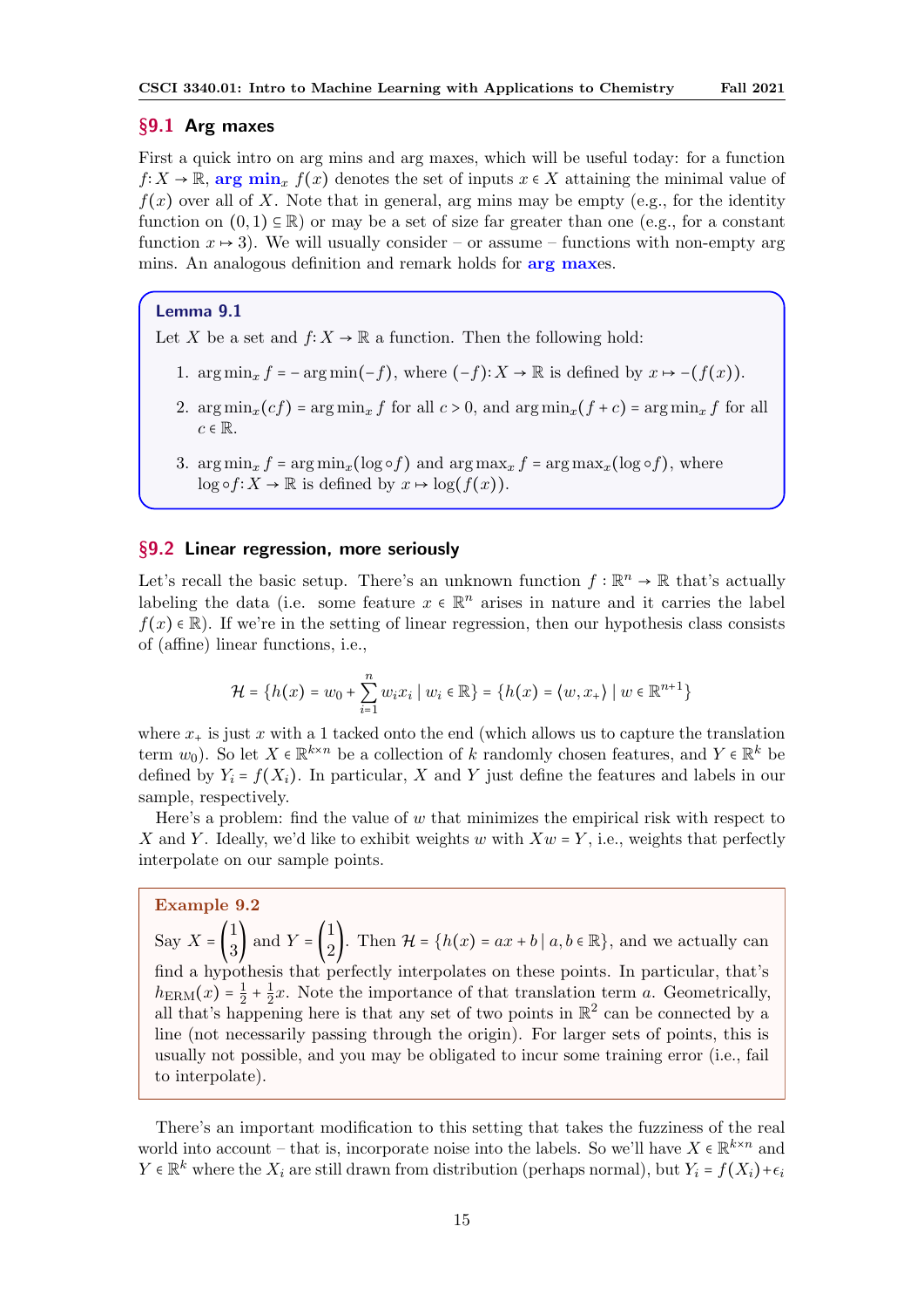## §9.1 Arg maxes

First a quick intro on arg mins and arg maxes, which will be useful today: for a function $f\colon X \to \mathbb{R}$, **arg min**$_x$ $f(x)$ denotes the set of inputs $x \in X$ attaining the minimal value of $f(x)$ over all of $X$. Note that in general, arg mins may be empty (e.g., for the identity function on $(0,1) \subseteq \mathbb{R}$) or may be a set of size far greater than one (e.g., for a constant function $x \mapsto 3$). We will usually consider – or assume – functions with non-empty arg mins. An analogous definition and remark holds for **arg max**es.

**Lemma 9.1**

Let $X$ be a set and $f\colon X \to \mathbb{R}$ a function. Then the following hold:

1. $\arg\min_x f = -\arg\min(-f)$, where $(-f)\colon X \to \mathbb{R}$ is defined by $x \mapsto -(f(x))$.
2. $\arg\min_x(cf) = \arg\min_x f$ for all $c > 0$, and $\arg\min_x(f + c) = \arg\min_x f$ for all $c \in \mathbb{R}$.
3. $\arg\min_x f = \arg\min_x(\log \circ f)$ and $\arg\max_x f = \arg\max_x(\log \circ f)$, where $\log \circ f\colon X \to \mathbb{R}$ is defined by $x \mapsto \log(f(x))$.

## §9.2 Linear regression, more seriously

Let's recall the basic setup. There's an unknown function $f : \mathbb{R}^n \to \mathbb{R}$ that's actually labeling the data (i.e. some feature $x \in \mathbb{R}^n$ arises in nature and it carries the label $f(x) \in \mathbb{R}$). If we're in the setting of linear regression, then our hypothesis class consists of (affine) linear functions, i.e.,

$$\mathcal{H} = \{h(x) = w_0 + \sum_{i=1}^{n} w_i x_i \mid w_i \in \mathbb{R}\} = \{h(x) = \langle w, x_+ \rangle \mid w \in \mathbb{R}^{n+1}\}$$

where $x_+$ is just $x$ with a 1 tacked onto the end (which allows us to capture the translation term $w_0$). So let $X \in \mathbb{R}^{k \times n}$ be a collection of $k$ randomly chosen features, and $Y \in \mathbb{R}^k$ be defined by $Y_i = f(X_i)$. In particular, $X$ and $Y$ just define the features and labels in our sample, respectively.

Here's a problem: find the value of $w$ that minimizes the empirical risk with respect to $X$ and $Y$. Ideally, we'd like to exhibit weights $w$ with $Xw = Y$, i.e., weights that perfectly interpolate on our sample points.

**Example 9.2**

Say $X = \begin{pmatrix}1\\3\end{pmatrix}$ and $Y = \begin{pmatrix}1\\2\end{pmatrix}$. Then $\mathcal{H} = \{h(x) = ax + b \mid a, b \in \mathbb{R}\}$, and we actually can find a hypothesis that perfectly interpolates on these points. In particular, that's $h_{\text{ERM}}(x) = \frac{1}{2} + \frac{1}{2}x$. Note the importance of that translation term $a$. Geometrically, all that's happening here is that any set of two points in $\mathbb{R}^2$ can be connected by a line (not necessarily passing through the origin). For larger sets of points, this is usually not possible, and you may be obligated to incur some training error (i.e., fail to interpolate).

There's an important modification to this setting that takes the fuzziness of the real world into account – that is, incorporate noise into the labels. So we'll have $X \in \mathbb{R}^{k \times n}$ and $Y \in \mathbb{R}^k$ where the $X_i$ are still drawn from distribution (perhaps normal), but $Y_i = f(X_i) + \epsilon_i$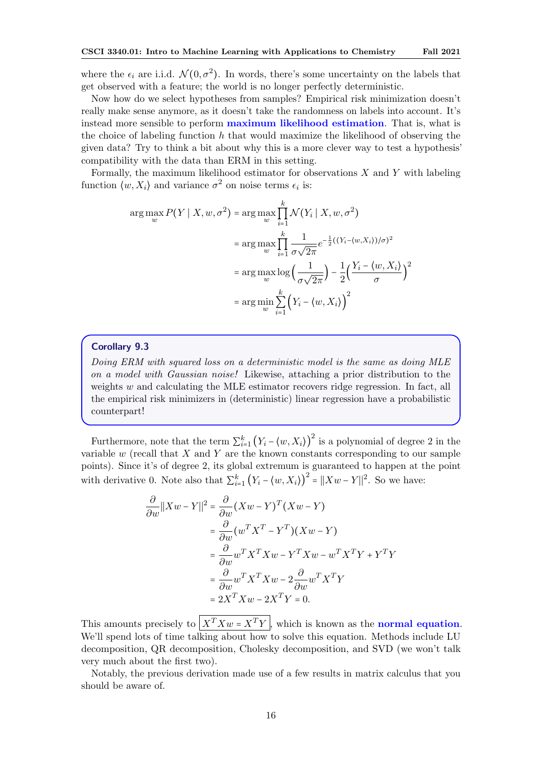where the $\epsilon_i$ are i.i.d. $\mathcal{N}(0, \sigma^2)$. In words, there's some uncertainty on the labels that get observed with a feature; the world is no longer perfectly deterministic.

Now how do we select hypotheses from samples? Empirical risk minimization doesn't really make sense anymore, as it doesn't take the randomness on labels into account. It's instead more sensible to perform **maximum likelihood estimation**. That is, what is the choice of labeling function $h$ that would maximize the likelihood of observing the given data? Try to think a bit about why this is a more clever way to test a hypothesis' compatibility with the data than ERM in this setting.

Formally, the maximum likelihood estimator for observations $X$ and $Y$ with labeling function $\langle w, X_i \rangle$ and variance $\sigma^2$ on noise terms $\epsilon_i$ is:

$$
\begin{aligned}
\arg\max_w P(Y \mid X, w, \sigma^2) &= \arg\max_w \prod_{i=1}^k \mathcal{N}(Y_i \mid X, w, \sigma^2) \\
&= \arg\max_w \prod_{i=1}^k \frac{1}{\sigma\sqrt{2\pi}} e^{-\frac{1}{2}((Y_i - \langle w, X_i \rangle)/\sigma)^2} \\
&= \arg\max_w \log\Big(\frac{1}{\sigma\sqrt{2\pi}}\Big) - \frac{1}{2}\Big(\frac{Y_i - \langle w, X_i \rangle}{\sigma}\Big)^2 \\
&= \arg\min_w \sum_{i=1}^k \Big(Y_i - \langle w, X_i \rangle\Big)^2
\end{aligned}
$$

> **Corollary 9.3**
>
> *Doing ERM with squared loss on a deterministic model is the same as doing MLE on a model with Gaussian noise!* Likewise, attaching a prior distribution to the weights $w$ and calculating the MLE estimator recovers ridge regression. In fact, all the empirical risk minimizers in (deterministic) linear regression have a probabilistic counterpart!

Furthermore, note that the term $\sum_{i=1}^k \big(Y_i - \langle w, X_i \rangle\big)^2$ is a polynomial of degree 2 in the variable $w$ (recall that $X$ and $Y$ are the known constants corresponding to our sample points). Since it's of degree 2, its global extremum is guaranteed to happen at the point with derivative 0. Note also that $\sum_{i=1}^k \big(Y_i - \langle w, X_i \rangle\big)^2 = \|Xw - Y\|^2$. So we have:

$$
\begin{aligned}
\frac{\partial}{\partial w}\|Xw - Y\|^2 &= \frac{\partial}{\partial w}(Xw - Y)^T(Xw - Y) \\
&= \frac{\partial}{\partial w}(w^T X^T - Y^T)(Xw - Y) \\
&= \frac{\partial}{\partial w} w^T X^T X w - Y^T X w - w^T X^T Y + Y^T Y \\
&= \frac{\partial}{\partial w} w^T X^T X w - 2\frac{\partial}{\partial w} w^T X^T Y \\
&= 2X^T X w - 2X^T Y = 0.
\end{aligned}
$$

This amounts precisely to $\boxed{X^T X w = X^T Y}$, which is known as the **normal equation**. We'll spend lots of time talking about how to solve this equation. Methods include LU decomposition, QR decomposition, Cholesky decomposition, and SVD (we won't talk very much about the first two).

Notably, the previous derivation made use of a few results in matrix calculus that you should be aware of.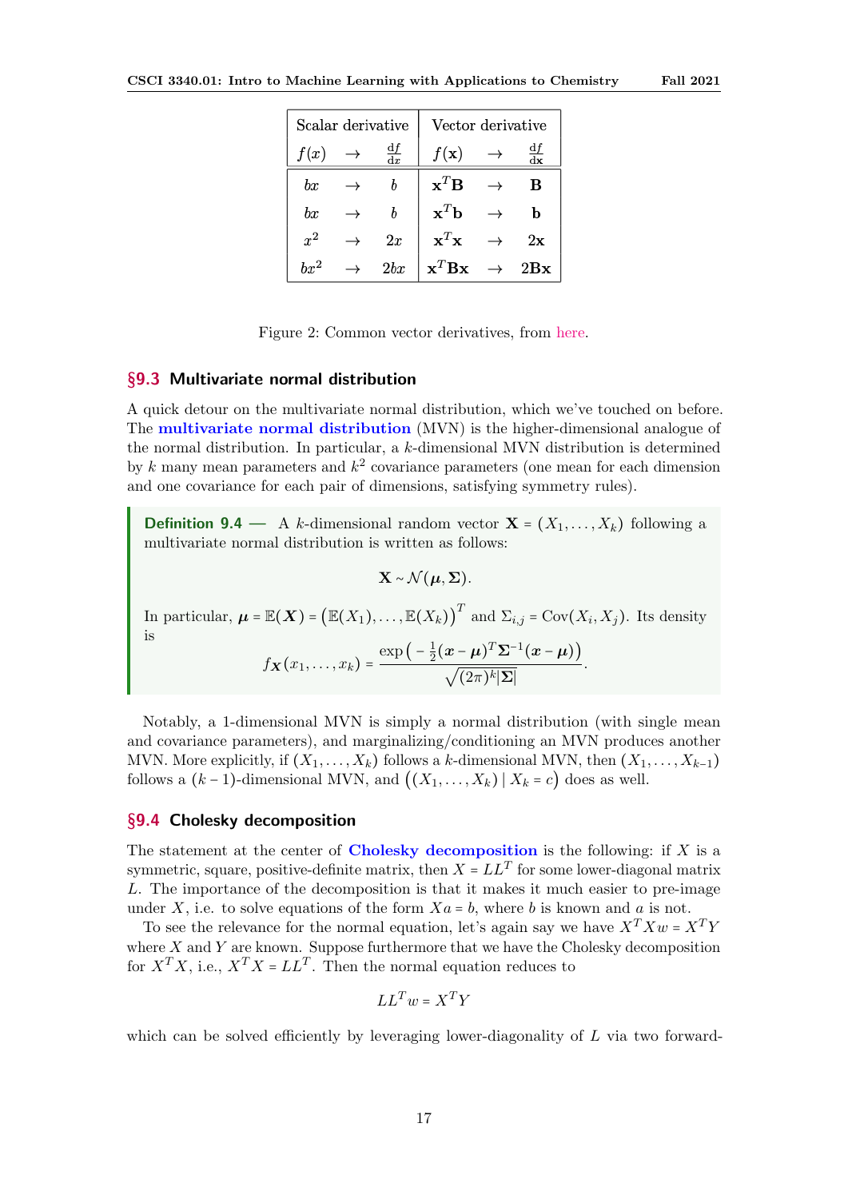| Scalar derivative | | | Vector derivative | | |
|---|---|---|---|---|---|
| $f(x)$ | $\rightarrow$ | $\frac{\mathrm{d}f}{\mathrm{d}x}$ | $f(\mathbf{x})$ | $\rightarrow$ | $\frac{\mathrm{d}f}{\mathrm{d}\mathbf{x}}$ |
| $bx$ | $\rightarrow$ | $b$ | $\mathbf{x}^T\mathbf{B}$ | $\rightarrow$ | $\mathbf{B}$ |
| $bx$ | $\rightarrow$ | $b$ | $\mathbf{x}^T\mathbf{b}$ | $\rightarrow$ | $\mathbf{b}$ |
| $x^2$ | $\rightarrow$ | $2x$ | $\mathbf{x}^T\mathbf{x}$ | $\rightarrow$ | $2\mathbf{x}$ |
| $bx^2$ | $\rightarrow$ | $2bx$ | $\mathbf{x}^T\mathbf{B}\mathbf{x}$ | $\rightarrow$ | $2\mathbf{B}\mathbf{x}$ |

Figure 2: Common vector derivatives, from here.

## §9.3 Multivariate normal distribution

A quick detour on the multivariate normal distribution, which we've touched on before. The **multivariate normal distribution** (MVN) is the higher-dimensional analogue of the normal distribution. In particular, a $k$-dimensional MVN distribution is determined by $k$ many mean parameters and $k^2$ covariance parameters (one mean for each dimension and one covariance for each pair of dimensions, satisfying symmetry rules).

**Definition 9.4** — A $k$-dimensional random vector $\mathbf{X} = (X_1, \ldots, X_k)$ following a multivariate normal distribution is written as follows:

$$\mathbf{X} \sim \mathcal{N}(\boldsymbol{\mu}, \boldsymbol{\Sigma}).$$

In particular, $\boldsymbol{\mu} = \mathbb{E}(\boldsymbol{X}) = \big(\mathbb{E}(X_1), \ldots, \mathbb{E}(X_k)\big)^T$ and $\Sigma_{i,j} = \operatorname{Cov}(X_i, X_j)$. Its density is

$$f_{\boldsymbol{X}}(x_1, \ldots, x_k) = \frac{\exp\big(-\frac{1}{2}(\boldsymbol{x}-\boldsymbol{\mu})^T \boldsymbol{\Sigma}^{-1}(\boldsymbol{x}-\boldsymbol{\mu})\big)}{\sqrt{(2\pi)^k |\boldsymbol{\Sigma}|}}.$$

Notably, a 1-dimensional MVN is simply a normal distribution (with single mean and covariance parameters), and marginalizing/conditioning an MVN produces another MVN. More explicitly, if $(X_1, \ldots, X_k)$ follows a $k$-dimensional MVN, then $(X_1, \ldots, X_{k-1})$ follows a $(k-1)$-dimensional MVN, and $\big((X_1, \ldots, X_k) \mid X_k = c\big)$ does as well.

## §9.4 Cholesky decomposition

The statement at the center of **Cholesky decomposition** is the following: if $X$ is a symmetric, square, positive-definite matrix, then $X = LL^T$ for some lower-diagonal matrix $L$. The importance of the decomposition is that it makes it much easier to pre-image under $X$, i.e. to solve equations of the form $Xa = b$, where $b$ is known and $a$ is not.

To see the relevance for the normal equation, let's again say we have $X^T X w = X^T Y$ where $X$ and $Y$ are known. Suppose furthermore that we have the Cholesky decomposition for $X^T X$, i.e., $X^T X = LL^T$. Then the normal equation reduces to

$$LL^T w = X^T Y$$

which can be solved efficiently by leveraging lower-diagonality of $L$ via two forward-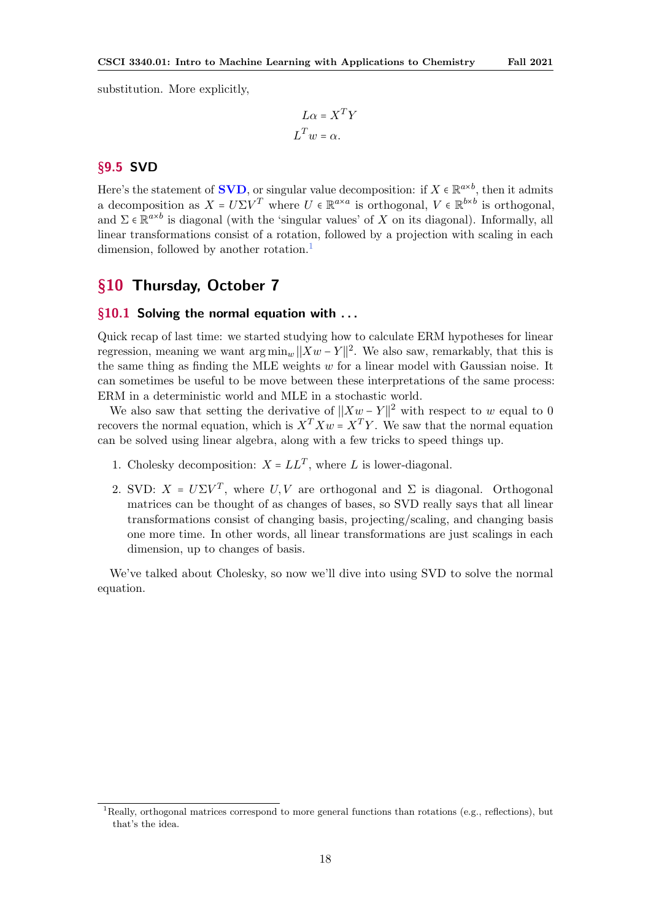substitution. More explicitly,

$$
\begin{aligned}
L\alpha &= X^T Y \\
L^T w &= \alpha.
\end{aligned}
$$

### §9.5 SVD

Here's the statement of **SVD**, or singular value decomposition: if $X \in \mathbb{R}^{a\times b}$, then it admits a decomposition as $X = U\Sigma V^T$ where $U \in \mathbb{R}^{a\times a}$ is orthogonal, $V \in \mathbb{R}^{b\times b}$ is orthogonal, and $\Sigma \in \mathbb{R}^{a\times b}$ is diagonal (with the 'singular values' of $X$ on its diagonal). Informally, all linear transformations consist of a rotation, followed by a projection with scaling in each dimension, followed by another rotation.[1]

## §10 Thursday, October 7

### §10.1 Solving the normal equation with ...

Quick recap of last time: we started studying how to calculate ERM hypotheses for linear regression, meaning we want $\arg\min_w \|Xw - Y\|^2$. We also saw, remarkably, that this is the same thing as finding the MLE weights $w$ for a linear model with Gaussian noise. It can sometimes be useful to be move between these interpretations of the same process: ERM in a deterministic world and MLE in a stochastic world.

We also saw that setting the derivative of $\|Xw - Y\|^2$ with respect to $w$ equal to 0 recovers the normal equation, which is $X^T Xw = X^T Y$. We saw that the normal equation can be solved using linear algebra, along with a few tricks to speed things up.

1. Cholesky decomposition: $X = LL^T$, where $L$ is lower-diagonal.
2. SVD: $X = U\Sigma V^T$, where $U, V$ are orthogonal and $\Sigma$ is diagonal. Orthogonal matrices can be thought of as changes of bases, so SVD really says that all linear transformations consist of changing basis, projecting/scaling, and changing basis one more time. In other words, all linear transformations are just scalings in each dimension, up to changes of basis.

We've talked about Cholesky, so now we'll dive into using SVD to solve the normal equation.

[1] Really, orthogonal matrices correspond to more general functions than rotations (e.g., reflections), but that's the idea.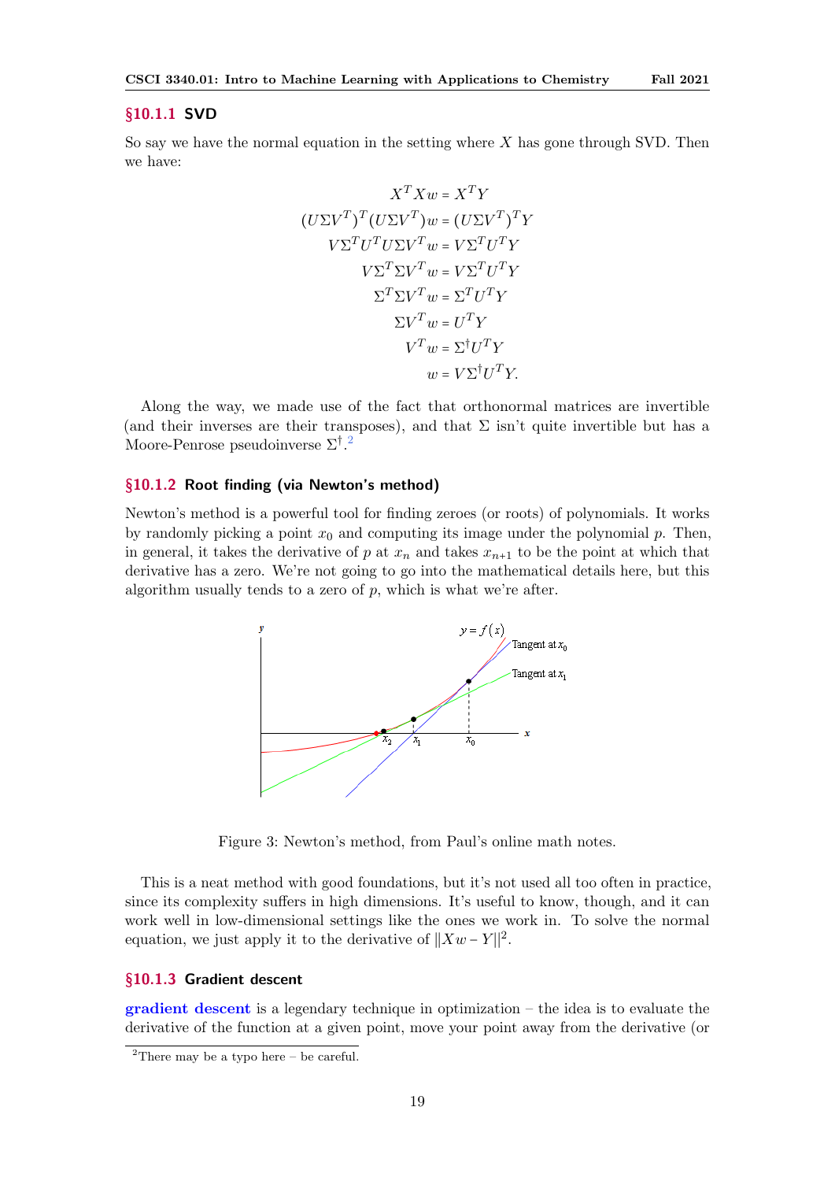### §10.1.1 SVD

So say we have the normal equation in the setting where $X$ has gone through SVD. Then we have:

$$
\begin{aligned}
X^T X w &= X^T Y \\
(U\Sigma V^T)^T (U\Sigma V^T) w &= (U\Sigma V^T)^T Y \\
V\Sigma^T U^T U \Sigma V^T w &= V\Sigma^T U^T Y \\
V\Sigma^T \Sigma V^T w &= V\Sigma^T U^T Y \\
\Sigma^T \Sigma V^T w &= \Sigma^T U^T Y \\
\Sigma V^T w &= U^T Y \\
V^T w &= \Sigma^\dagger U^T Y \\
w &= V\Sigma^\dagger U^T Y.
\end{aligned}
$$

Along the way, we made use of the fact that orthonormal matrices are invertible (and their inverses are their transposes), and that $\Sigma$ isn't quite invertible but has a Moore-Penrose pseudoinverse $\Sigma^\dagger$.[2]

### §10.1.2 Root finding (via Newton's method)

Newton's method is a powerful tool for finding zeroes (or roots) of polynomials. It works by randomly picking a point $x_0$ and computing its image under the polynomial $p$. Then, in general, it takes the derivative of $p$ at $x_n$ and takes $x_{n+1}$ to be the point at which that derivative has a zero. We're not going to go into the mathematical details here, but this algorithm usually tends to a zero of $p$, which is what we're after.

Figure 3: Newton's method, from Paul's online math notes.

This is a neat method with good foundations, but it's not used all too often in practice, since its complexity suffers in high dimensions. It's useful to know, though, and it can work well in low-dimensional settings like the ones we work in. To solve the normal equation, we just apply it to the derivative of $\|Xw - Y\|^2$.

### §10.1.3 Gradient descent

**gradient descent** is a legendary technique in optimization – the idea is to evaluate the derivative of the function at a given point, move your point away from the derivative (or

[2] There may be a typo here – be careful.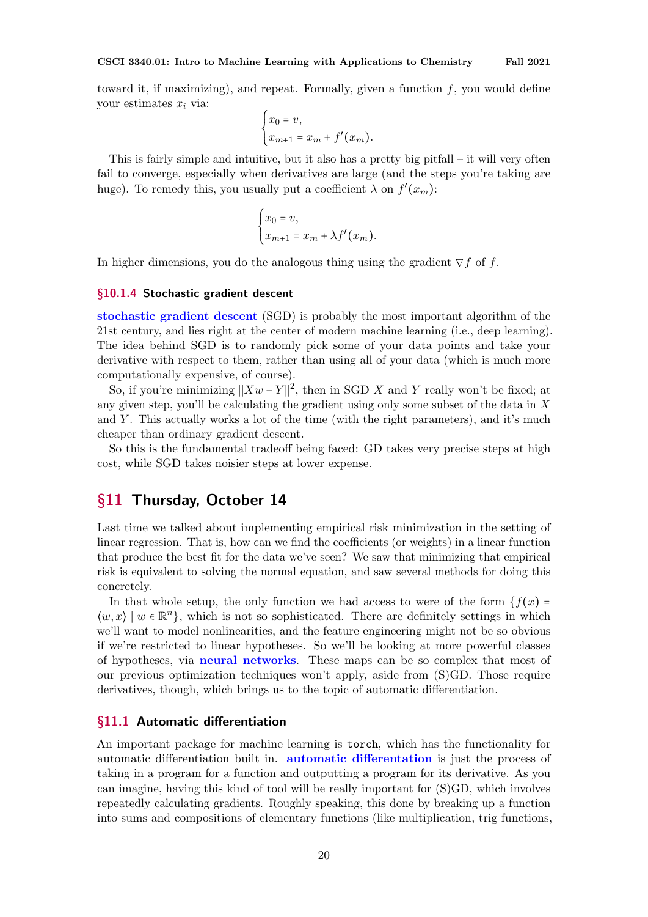toward it, if maximizing), and repeat. Formally, given a function $f$, you would define your estimates $x_i$ via:

$$\begin{cases} x_0 = v, \\ x_{m+1} = x_m + f'(x_m). \end{cases}$$

This is fairly simple and intuitive, but it also has a pretty big pitfall – it will very often fail to converge, especially when derivatives are large (and the steps you're taking are huge). To remedy this, you usually put a coefficient $\lambda$ on $f'(x_m)$:

$$\begin{cases} x_0 = v, \\ x_{m+1} = x_m + \lambda f'(x_m). \end{cases}$$

In higher dimensions, you do the analogous thing using the gradient $\nabla f$ of $f$.

### §10.1.4 Stochastic gradient descent

**stochastic gradient descent** (SGD) is probably the most important algorithm of the 21st century, and lies right at the center of modern machine learning (i.e., deep learning). The idea behind SGD is to randomly pick some of your data points and take your derivative with respect to them, rather than using all of your data (which is much more computationally expensive, of course).

So, if you're minimizing $||Xw - Y||^2$, then in SGD $X$ and $Y$ really won't be fixed; at any given step, you'll be calculating the gradient using only some subset of the data in $X$ and $Y$. This actually works a lot of the time (with the right parameters), and it's much cheaper than ordinary gradient descent.

So this is the fundamental tradeoff being faced: GD takes very precise steps at high cost, while SGD takes noisier steps at lower expense.

## §11 Thursday, October 14

Last time we talked about implementing empirical risk minimization in the setting of linear regression. That is, how can we find the coefficients (or weights) in a linear function that produce the best fit for the data we've seen? We saw that minimizing that empirical risk is equivalent to solving the normal equation, and saw several methods for doing this concretely.

In that whole setup, the only function we had access to were of the form $\{f(x) = \langle w, x \rangle \mid w \in \mathbb{R}^n\}$, which is not so sophisticated. There are definitely settings in which we'll want to model nonlinearities, and the feature engineering might not be so obvious if we're restricted to linear hypotheses. So we'll be looking at more powerful classes of hypotheses, via **neural networks**. These maps can be so complex that most of our previous optimization techniques won't apply, aside from (S)GD. Those require derivatives, though, which brings us to the topic of automatic differentiation.

### §11.1 Automatic differentiation

An important package for machine learning is `torch`, which has the functionality for automatic differentiation built in. **automatic differentation** is just the process of taking in a program for a function and outputting a program for its derivative. As you can imagine, having this kind of tool will be really important for (S)GD, which involves repeatedly calculating gradients. Roughly speaking, this done by breaking up a function into sums and compositions of elementary functions (like multiplication, trig functions,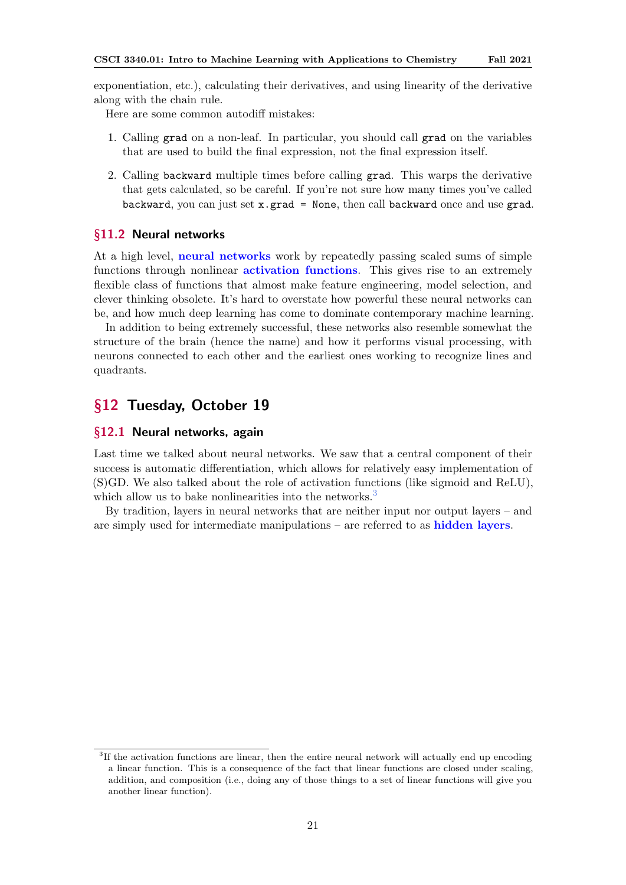exponentiation, etc.), calculating their derivatives, and using linearity of the derivative along with the chain rule.

Here are some common autodiff mistakes:

1. Calling `grad` on a non-leaf. In particular, you should call `grad` on the variables that are used to build the final expression, not the final expression itself.

2. Calling `backward` multiple times before calling `grad`. This warps the derivative that gets calculated, so be careful. If you're not sure how many times you've called `backward`, you can just set `x.grad = None`, then call `backward` once and use `grad`.

### §11.2 Neural networks

At a high level, **neural networks** work by repeatedly passing scaled sums of simple functions through nonlinear **activation functions**. This gives rise to an extremely flexible class of functions that almost make feature engineering, model selection, and clever thinking obsolete. It's hard to overstate how powerful these neural networks can be, and how much deep learning has come to dominate contemporary machine learning.

In addition to being extremely successful, these networks also resemble somewhat the structure of the brain (hence the name) and how it performs visual processing, with neurons connected to each other and the earliest ones working to recognize lines and quadrants.

## §12 Tuesday, October 19

### §12.1 Neural networks, again

Last time we talked about neural networks. We saw that a central component of their success is automatic differentiation, which allows for relatively easy implementation of (S)GD. We also talked about the role of activation functions (like sigmoid and ReLU), which allow us to bake nonlinearities into the networks.[3]

By tradition, layers in neural networks that are neither input nor output layers – and are simply used for intermediate manipulations – are referred to as **hidden layers**.

---

[3] If the activation functions are linear, then the entire neural network will actually end up encoding a linear function. This is a consequence of the fact that linear functions are closed under scaling, addition, and composition (i.e., doing any of those things to a set of linear functions will give you another linear function).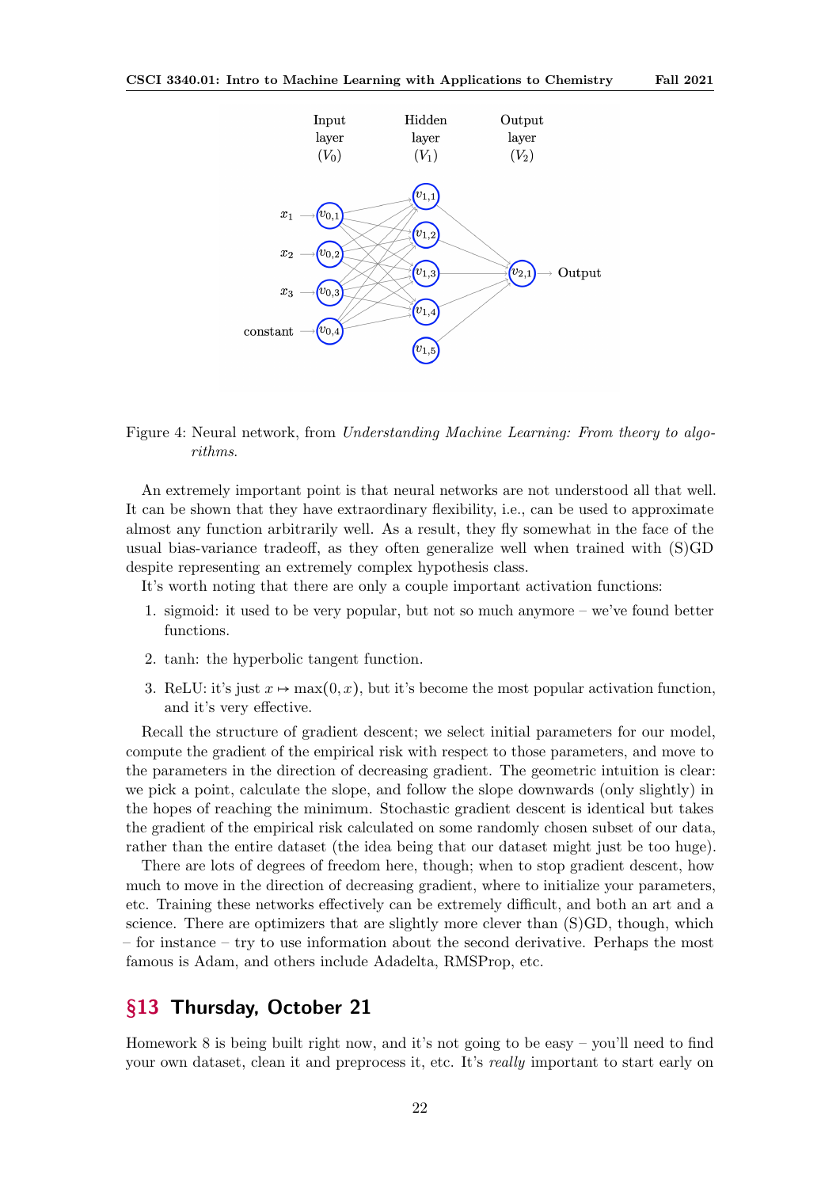Figure 4: Neural network, from *Understanding Machine Learning: From theory to algorithms*.

An extremely important point is that neural networks are not understood all that well. It can be shown that they have extraordinary flexibility, i.e., can be used to approximate almost any function arbitrarily well. As a result, they fly somewhat in the face of the usual bias-variance tradeoff, as they often generalize well when trained with (S)GD despite representing an extremely complex hypothesis class.

It's worth noting that there are only a couple important activation functions:

1. sigmoid: it used to be very popular, but not so much anymore – we've found better functions.
2. tanh: the hyperbolic tangent function.
3. ReLU: it's just $x \mapsto \max(0, x)$, but it's become the most popular activation function, and it's very effective.

Recall the structure of gradient descent; we select initial parameters for our model, compute the gradient of the empirical risk with respect to those parameters, and move to the parameters in the direction of decreasing gradient. The geometric intuition is clear: we pick a point, calculate the slope, and follow the slope downwards (only slightly) in the hopes of reaching the minimum. Stochastic gradient descent is identical but takes the gradient of the empirical risk calculated on some randomly chosen subset of our data, rather than the entire dataset (the idea being that our dataset might just be too huge).

There are lots of degrees of freedom here, though; when to stop gradient descent, how much to move in the direction of decreasing gradient, where to initialize your parameters, etc. Training these networks effectively can be extremely difficult, and both an art and a science. There are optimizers that are slightly more clever than (S)GD, though, which – for instance – try to use information about the second derivative. Perhaps the most famous is Adam, and others include Adadelta, RMSProp, etc.

## §13 Thursday, October 21

Homework 8 is being built right now, and it's not going to be easy – you'll need to find your own dataset, clean it and preprocess it, etc. It's *really* important to start early on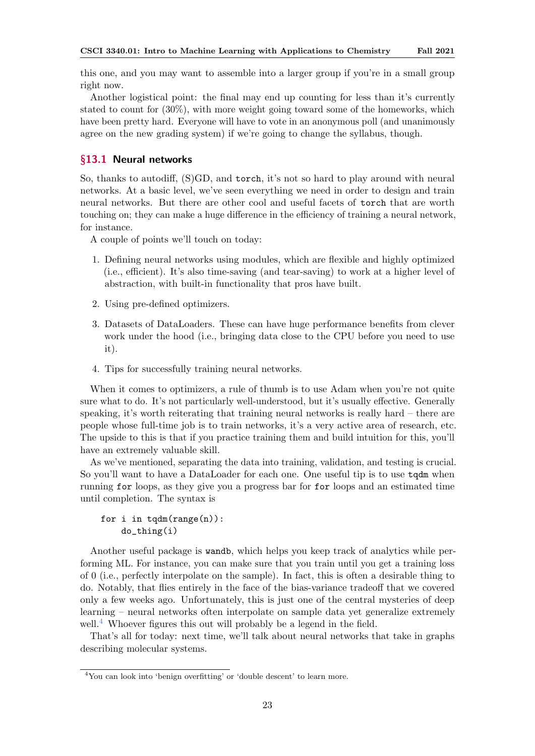this one, and you may want to assemble into a larger group if you're in a small group right now.

Another logistical point: the final may end up counting for less than it's currently stated to count for (30%), with more weight going toward some of the homeworks, which have been pretty hard. Everyone will have to vote in an anonymous poll (and unanimously agree on the new grading system) if we're going to change the syllabus, though.

## §13.1 Neural networks

So, thanks to autodiff, (S)GD, and `torch`, it's not so hard to play around with neural networks. At a basic level, we've seen everything we need in order to design and train neural networks. But there are other cool and useful facets of `torch` that are worth touching on; they can make a huge difference in the efficiency of training a neural network, for instance.

A couple of points we'll touch on today:

1. Defining neural networks using modules, which are flexible and highly optimized (i.e., efficient). It's also time-saving (and tear-saving) to work at a higher level of abstraction, with built-in functionality that pros have built.
2. Using pre-defined optimizers.
3. Datasets of DataLoaders. These can have huge performance benefits from clever work under the hood (i.e., bringing data close to the CPU before you need to use it).
4. Tips for successfully training neural networks.

When it comes to optimizers, a rule of thumb is to use Adam when you're not quite sure what to do. It's not particularly well-understood, but it's usually effective. Generally speaking, it's worth reiterating that training neural networks is really hard – there are people whose full-time job is to train networks, it's a very active area of research, etc. The upside to this is that if you practice training them and build intuition for this, you'll have an extremely valuable skill.

As we've mentioned, separating the data into training, validation, and testing is crucial. So you'll want to have a DataLoader for each one. One useful tip is to use `tqdm` when running `for` loops, as they give you a progress bar for `for` loops and an estimated time until completion. The syntax is

```
for i in tqdm(range(n)):
    do_thing(i)
```

Another useful package is `wandb`, which helps you keep track of analytics while performing ML. For instance, you can make sure that you train until you get a training loss of 0 (i.e., perfectly interpolate on the sample). In fact, this is often a desirable thing to do. Notably, that flies entirely in the face of the bias-variance tradeoff that we covered only a few weeks ago. Unfortunately, this is just one of the central mysteries of deep learning – neural networks often interpolate on sample data yet generalize extremely well.[4] Whoever figures this out will probably be a legend in the field.

That's all for today: next time, we'll talk about neural networks that take in graphs describing molecular systems.

---

[4] You can look into 'benign overfitting' or 'double descent' to learn more.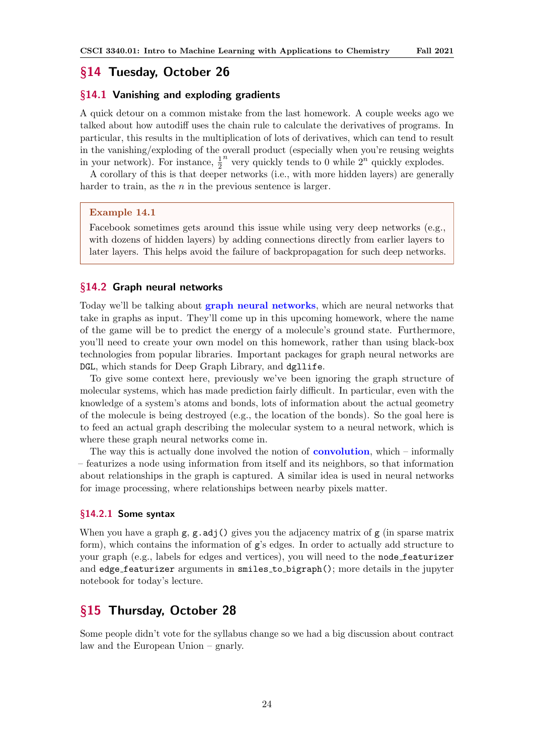## §14 Tuesday, October 26

### §14.1 Vanishing and exploding gradients

A quick detour on a common mistake from the last homework. A couple weeks ago we talked about how autodiff uses the chain rule to calculate the derivatives of programs. In particular, this results in the multiplication of lots of derivatives, which can tend to result in the vanishing/exploding of the overall product (especially when you're reusing weights in your network). For instance, ${\frac{1}{2}}^n$ very quickly tends to 0 while $2^n$ quickly explodes.

A corollary of this is that deeper networks (i.e., with more hidden layers) are generally harder to train, as the $n$ in the previous sentence is larger.

> **Example 14.1**
>
> Facebook sometimes gets around this issue while using very deep networks (e.g., with dozens of hidden layers) by adding connections directly from earlier layers to later layers. This helps avoid the failure of backpropagation for such deep networks.

### §14.2 Graph neural networks

Today we'll be talking about **graph neural networks**, which are neural networks that take in graphs as input. They'll come up in this upcoming homework, where the name of the game will be to predict the energy of a molecule's ground state. Furthermore, you'll need to create your own model on this homework, rather than using black-box technologies from popular libraries. Important packages for graph neural networks are `DGL`, which stands for Deep Graph Library, and `dgllife`.

To give some context here, previously we've been ignoring the graph structure of molecular systems, which has made prediction fairly difficult. In particular, even with the knowledge of a system's atoms and bonds, lots of information about the actual geometry of the molecule is being destroyed (e.g., the location of the bonds). So the goal here is to feed an actual graph describing the molecular system to a neural network, which is where these graph neural networks come in.

The way this is actually done involved the notion of **convolution**, which – informally – featurizes a node using information from itself and its neighbors, so that information about relationships in the graph is captured. A similar idea is used in neural networks for image processing, where relationships between nearby pixels matter.

#### §14.2.1 Some syntax

When you have a graph `g`, `g.adj()` gives you the adjacency matrix of `g` (in sparse matrix form), which contains the information of `g`'s edges. In order to actually add structure to your graph (e.g., labels for edges and vertices), you will need to the `node_featurizer` and `edge_featurizer` arguments in `smiles_to_bigraph()`; more details in the jupyter notebook for today's lecture.

## §15 Thursday, October 28

Some people didn't vote for the syllabus change so we had a big discussion about contract law and the European Union – gnarly.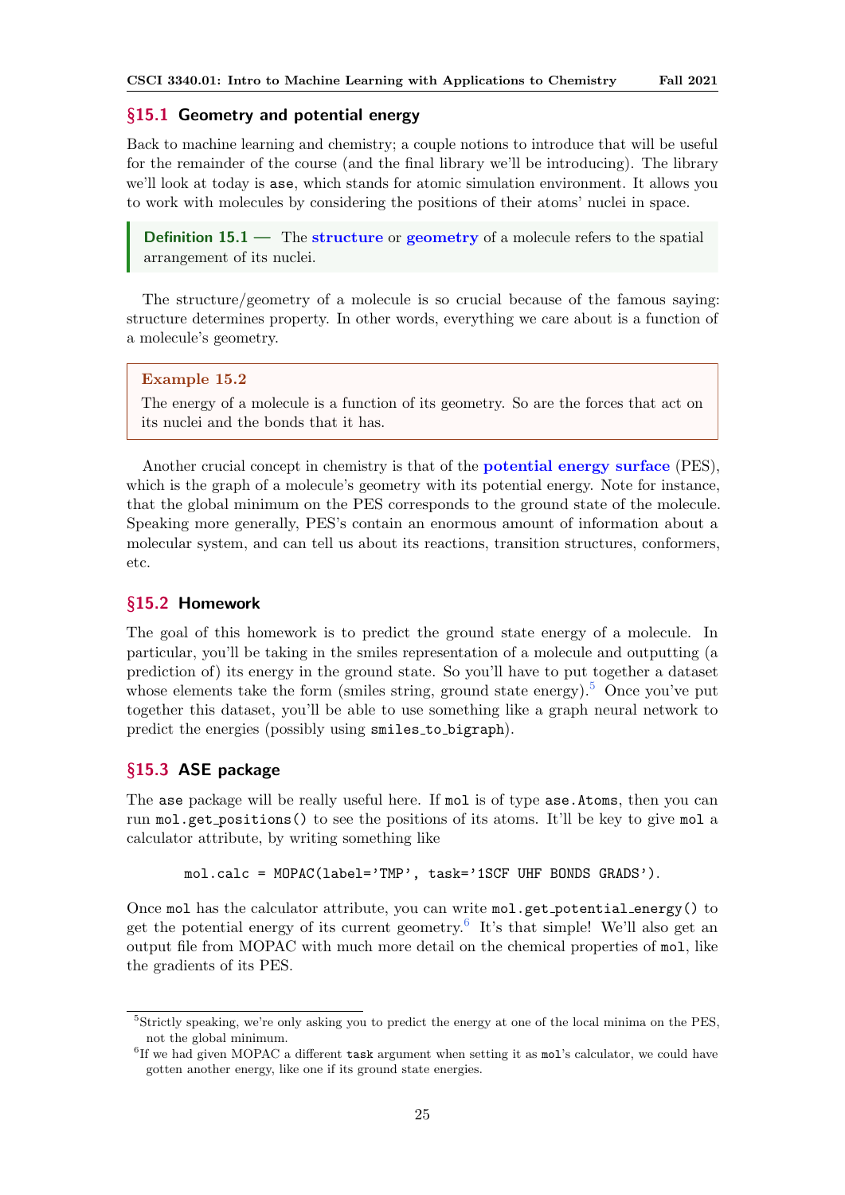## §15.1 Geometry and potential energy

Back to machine learning and chemistry; a couple notions to introduce that will be useful for the remainder of the course (and the final library we'll be introducing). The library we'll look at today is `ase`, which stands for atomic simulation environment. It allows you to work with molecules by considering the positions of their atoms' nuclei in space.

> **Definition 15.1 —** The **structure** or **geometry** of a molecule refers to the spatial arrangement of its nuclei.

The structure/geometry of a molecule is so crucial because of the famous saying: structure determines property. In other words, everything we care about is a function of a molecule's geometry.

> **Example 15.2**
>
> The energy of a molecule is a function of its geometry. So are the forces that act on its nuclei and the bonds that it has.

Another crucial concept in chemistry is that of the **potential energy surface** (PES), which is the graph of a molecule's geometry with its potential energy. Note for instance, that the global minimum on the PES corresponds to the ground state of the molecule. Speaking more generally, PES's contain an enormous amount of information about a molecular system, and can tell us about its reactions, transition structures, conformers, etc.

## §15.2 Homework

The goal of this homework is to predict the ground state energy of a molecule. In particular, you'll be taking in the smiles representation of a molecule and outputting (a prediction of) its energy in the ground state. So you'll have to put together a dataset whose elements take the form (smiles string, ground state energy).[5] Once you've put together this dataset, you'll be able to use something like a graph neural network to predict the energies (possibly using `smiles_to_bigraph`).

## §15.3 ASE package

The `ase` package will be really useful here. If `mol` is of type `ase.Atoms`, then you can run `mol.get_positions()` to see the positions of its atoms. It'll be key to give `mol` a calculator attribute, by writing something like

```
mol.calc = MOPAC(label='TMP', task='1SCF UHF BONDS GRADS').
```

Once `mol` has the calculator attribute, you can write `mol.get_potential_energy()` to get the potential energy of its current geometry.[6] It's that simple! We'll also get an output file from MOPAC with much more detail on the chemical properties of `mol`, like the gradients of its PES.

---

[5] Strictly speaking, we're only asking you to predict the energy at one of the local minima on the PES, not the global minimum.

[6] If we had given MOPAC a different `task` argument when setting it as `mol`'s calculator, we could have gotten another energy, like one if its ground state energies.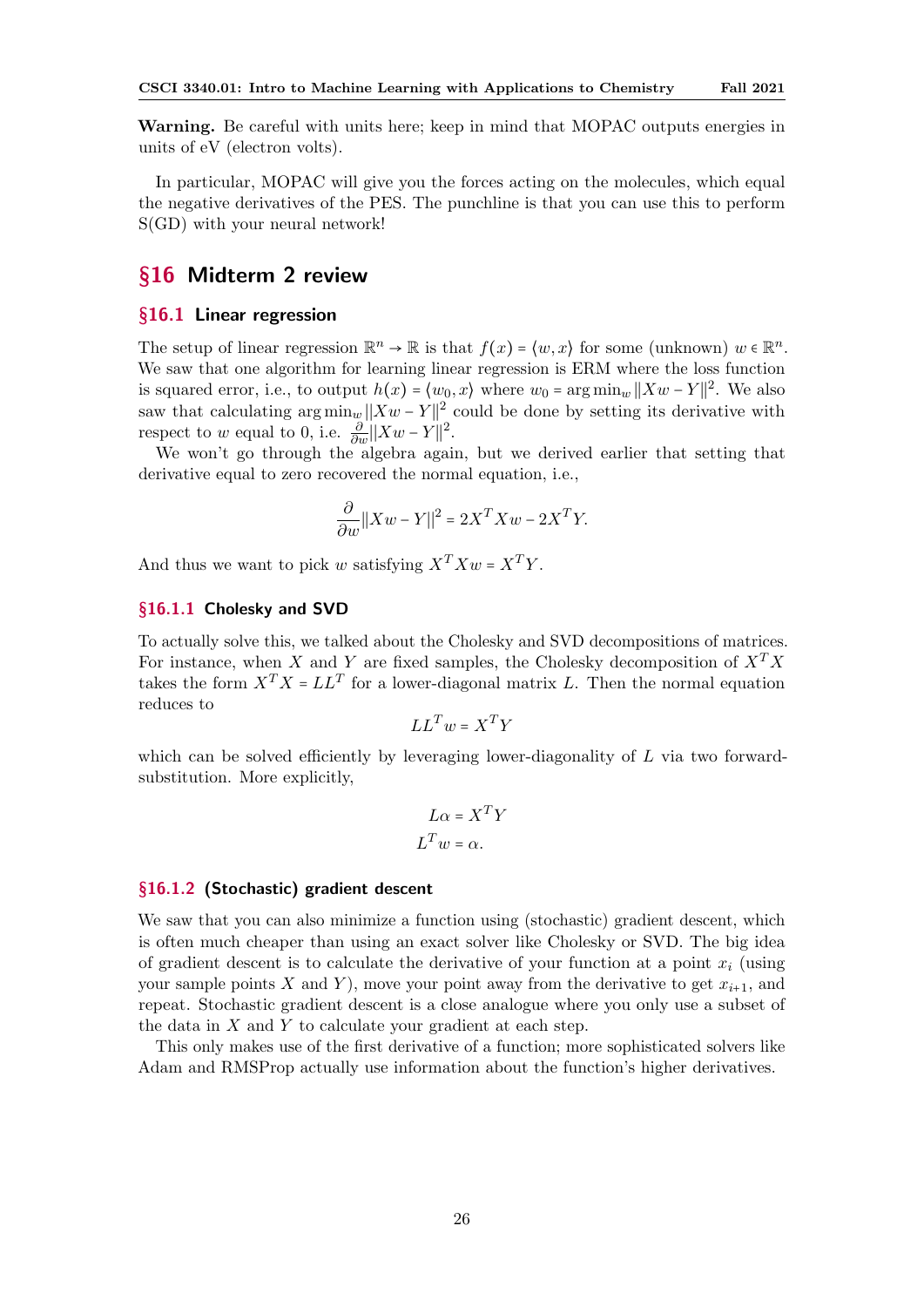**Warning.** Be careful with units here; keep in mind that MOPAC outputs energies in units of eV (electron volts).

In particular, MOPAC will give you the forces acting on the molecules, which equal the negative derivatives of the PES. The punchline is that you can use this to perform S(GD) with your neural network!

# §16 Midterm 2 review

## §16.1 Linear regression

The setup of linear regression $\mathbb{R}^n \to \mathbb{R}$ is that $f(x) = \langle w, x \rangle$ for some (unknown) $w \in \mathbb{R}^n$. We saw that one algorithm for learning linear regression is ERM where the loss function is squared error, i.e., to output $h(x) = \langle w_0, x \rangle$ where $w_0 = \arg\min_w \|Xw - Y\|^2$. We also saw that calculating $\arg\min_w \|Xw - Y\|^2$ could be done by setting its derivative with respect to $w$ equal to 0, i.e. $\frac{\partial}{\partial w}\|Xw - Y\|^2$.

We won't go through the algebra again, but we derived earlier that setting that derivative equal to zero recovered the normal equation, i.e.,

$$\frac{\partial}{\partial w}\|Xw - Y\|^2 = 2X^T Xw - 2X^T Y.$$

And thus we want to pick $w$ satisfying $X^T Xw = X^T Y$.

### §16.1.1 Cholesky and SVD

To actually solve this, we talked about the Cholesky and SVD decompositions of matrices. For instance, when $X$ and $Y$ are fixed samples, the Cholesky decomposition of $X^T X$ takes the form $X^T X = LL^T$ for a lower-diagonal matrix $L$. Then the normal equation reduces to

$$LL^T w = X^T Y$$

which can be solved efficiently by leveraging lower-diagonality of $L$ via two forward-substitution. More explicitly,

$$\begin{aligned} L\alpha &= X^T Y \\ L^T w &= \alpha. \end{aligned}$$

### §16.1.2 (Stochastic) gradient descent

We saw that you can also minimize a function using (stochastic) gradient descent, which is often much cheaper than using an exact solver like Cholesky or SVD. The big idea of gradient descent is to calculate the derivative of your function at a point $x_i$ (using your sample points $X$ and $Y$), move your point away from the derivative to get $x_{i+1}$, and repeat. Stochastic gradient descent is a close analogue where you only use a subset of the data in $X$ and $Y$ to calculate your gradient at each step.

This only makes use of the first derivative of a function; more sophisticated solvers like Adam and RMSProp actually use information about the function's higher derivatives.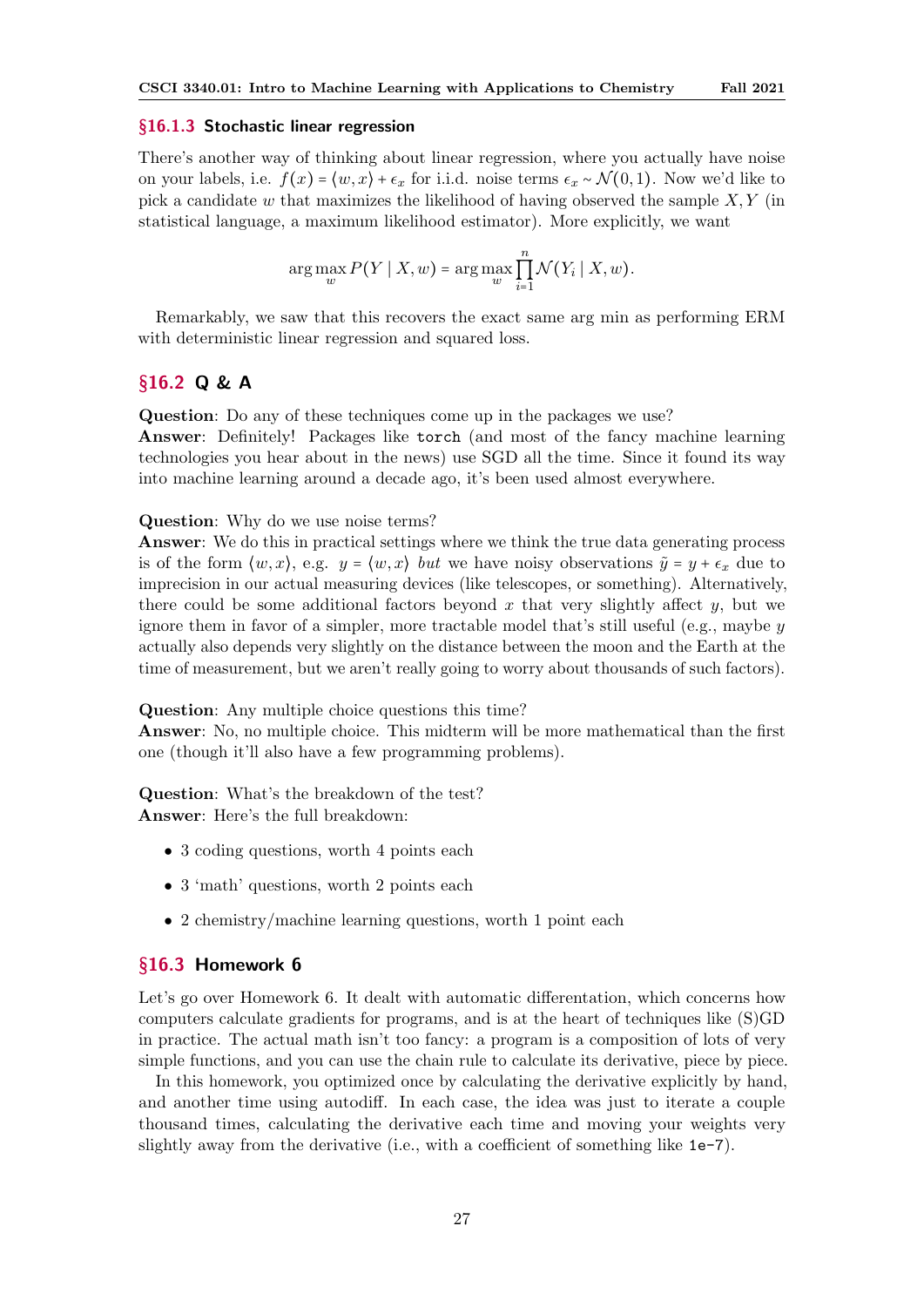### §16.1.3 Stochastic linear regression

There's another way of thinking about linear regression, where you actually have noise on your labels, i.e. $f(x) = \langle w, x \rangle + \epsilon_x$ for i.i.d. noise terms $\epsilon_x \sim \mathcal{N}(0,1)$. Now we'd like to pick a candidate $w$ that maximizes the likelihood of having observed the sample $X, Y$ (in statistical language, a maximum likelihood estimator). More explicitly, we want

$$\arg\max_w P(Y \mid X, w) = \arg\max_w \prod_{i=1}^{n} \mathcal{N}(Y_i \mid X, w).$$

Remarkably, we saw that this recovers the exact same arg min as performing ERM with deterministic linear regression and squared loss.

## §16.2 Q & A

**Question**: Do any of these techniques come up in the packages we use?
**Answer**: Definitely! Packages like `torch` (and most of the fancy machine learning technologies you hear about in the news) use SGD all the time. Since it found its way into machine learning around a decade ago, it's been used almost everywhere.

**Question**: Why do we use noise terms?
**Answer**: We do this in practical settings where we think the true data generating process is of the form $\langle w, x \rangle$, e.g. $y = \langle w, x \rangle$ *but* we have noisy observations $\tilde{y} = y + \epsilon_x$ due to imprecision in our actual measuring devices (like telescopes, or something). Alternatively, there could be some additional factors beyond $x$ that very slightly affect $y$, but we ignore them in favor of a simpler, more tractable model that's still useful (e.g., maybe $y$ actually also depends very slightly on the distance between the moon and the Earth at the time of measurement, but we aren't really going to worry about thousands of such factors).

**Question**: Any multiple choice questions this time?
**Answer**: No, no multiple choice. This midterm will be more mathematical than the first one (though it'll also have a few programming problems).

**Question**: What's the breakdown of the test?
**Answer**: Here's the full breakdown:

- 3 coding questions, worth 4 points each
- 3 'math' questions, worth 2 points each
- 2 chemistry/machine learning questions, worth 1 point each

## §16.3 Homework 6

Let's go over Homework 6. It dealt with automatic differentation, which concerns how computers calculate gradients for programs, and is at the heart of techniques like (S)GD in practice. The actual math isn't too fancy: a program is a composition of lots of very simple functions, and you can use the chain rule to calculate its derivative, piece by piece.

In this homework, you optimized once by calculating the derivative explicitly by hand, and another time using autodiff. In each case, the idea was just to iterate a couple thousand times, calculating the derivative each time and moving your weights very slightly away from the derivative (i.e., with a coefficient of something like `1e-7`).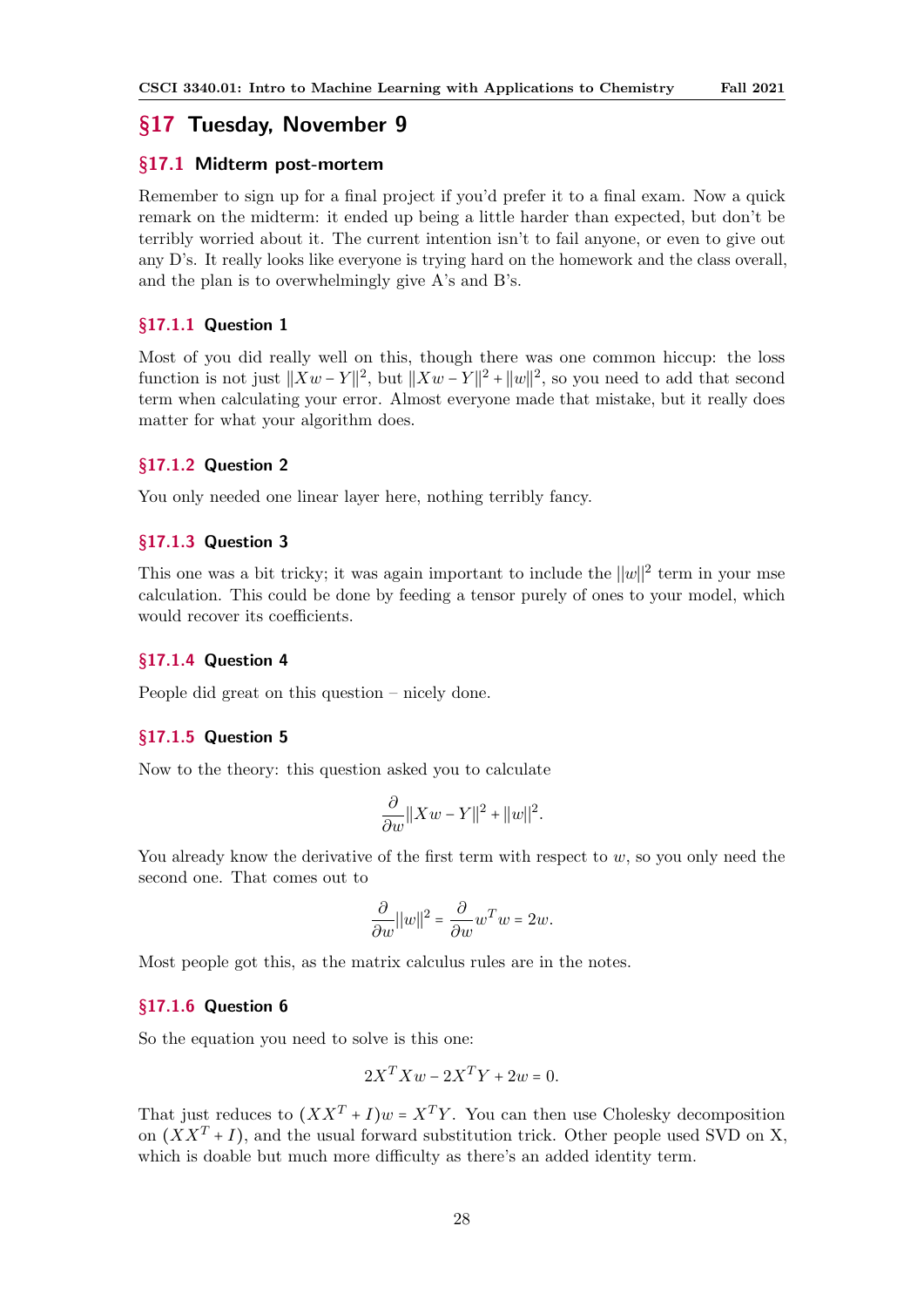## §17 Tuesday, November 9

### §17.1 Midterm post-mortem

Remember to sign up for a final project if you'd prefer it to a final exam. Now a quick remark on the midterm: it ended up being a little harder than expected, but don't be terribly worried about it. The current intention isn't to fail anyone, or even to give out any D's. It really looks like everyone is trying hard on the homework and the class overall, and the plan is to overwhelmingly give A's and B's.

#### §17.1.1 Question 1

Most of you did really well on this, though there was one common hiccup: the loss function is not just $\|Xw - Y\|^2$, but $\|Xw - Y\|^2 + \|w\|^2$, so you need to add that second term when calculating your error. Almost everyone made that mistake, but it really does matter for what your algorithm does.

#### §17.1.2 Question 2

You only needed one linear layer here, nothing terribly fancy.

#### §17.1.3 Question 3

This one was a bit tricky; it was again important to include the $||w||^2$ term in your mse calculation. This could be done by feeding a tensor purely of ones to your model, which would recover its coefficients.

#### §17.1.4 Question 4

People did great on this question – nicely done.

#### §17.1.5 Question 5

Now to the theory: this question asked you to calculate

$$\frac{\partial}{\partial w}\|Xw - Y\|^2 + \|w\|^2.$$

You already know the derivative of the first term with respect to $w$, so you only need the second one. That comes out to

$$\frac{\partial}{\partial w}||w||^2 = \frac{\partial}{\partial w}w^T w = 2w.$$

Most people got this, as the matrix calculus rules are in the notes.

#### §17.1.6 Question 6

So the equation you need to solve is this one:

$$2X^T Xw - 2X^T Y + 2w = 0.$$

That just reduces to $(XX^T + I)w = X^T Y$. You can then use Cholesky decomposition on $(XX^T + I)$, and the usual forward substitution trick. Other people used SVD on X, which is doable but much more difficulty as there's an added identity term.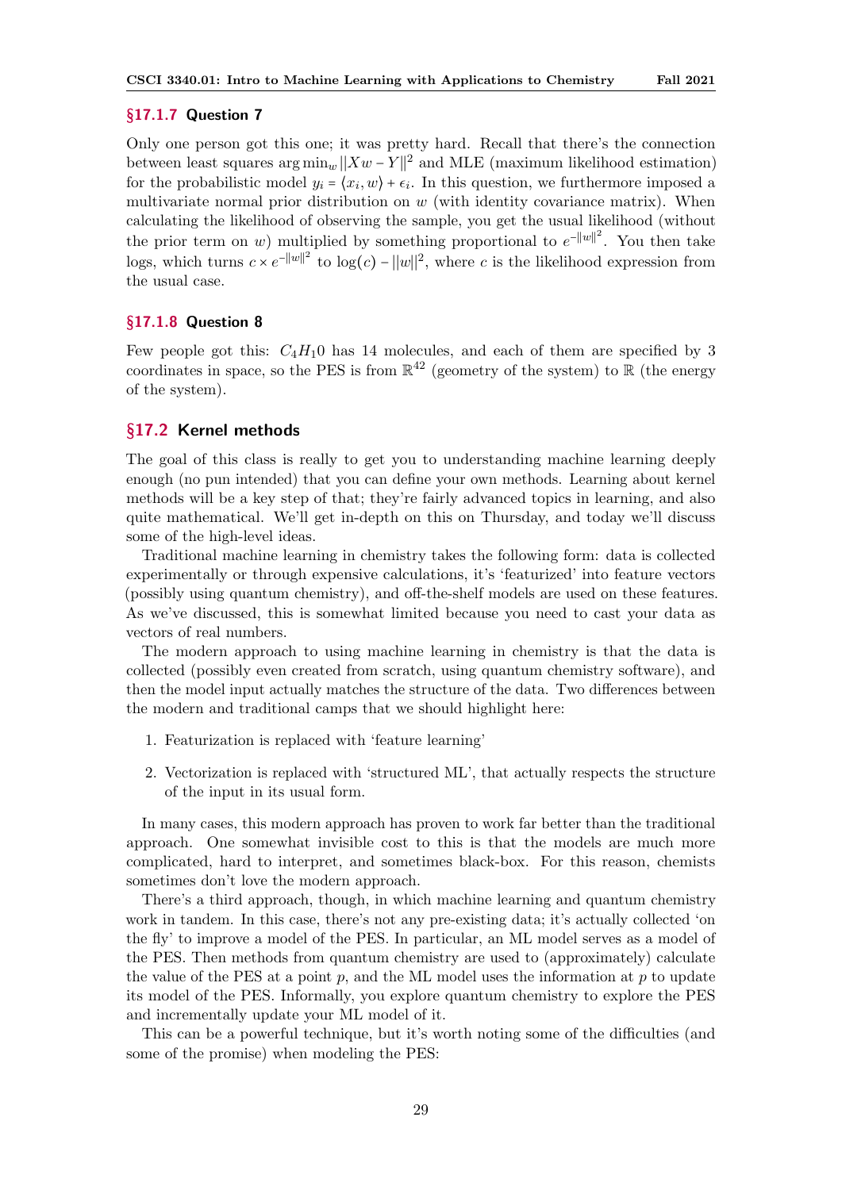### §17.1.7 Question 7

Only one person got this one; it was pretty hard. Recall that there's the connection between least squares $\arg\min_w ||Xw - Y||^2$ and MLE (maximum likelihood estimation) for the probabilistic model $y_i = \langle x_i, w \rangle + \epsilon_i$. In this question, we furthermore imposed a multivariate normal prior distribution on $w$ (with identity covariance matrix). When calculating the likelihood of observing the sample, you get the usual likelihood (without the prior term on $w$) multiplied by something proportional to $e^{-||w||^2}$. You then take logs, which turns $c \times e^{-||w||^2}$ to $\log(c) - ||w||^2$, where $c$ is the likelihood expression from the usual case.

### §17.1.8 Question 8

Few people got this: $C_4H_10$ has 14 molecules, and each of them are specified by 3 coordinates in space, so the PES is from $\mathbb{R}^{42}$ (geometry of the system) to $\mathbb{R}$ (the energy of the system).

## §17.2 Kernel methods

The goal of this class is really to get you to understanding machine learning deeply enough (no pun intended) that you can define your own methods. Learning about kernel methods will be a key step of that; they're fairly advanced topics in learning, and also quite mathematical. We'll get in-depth on this on Thursday, and today we'll discuss some of the high-level ideas.

Traditional machine learning in chemistry takes the following form: data is collected experimentally or through expensive calculations, it's 'featurized' into feature vectors (possibly using quantum chemistry), and off-the-shelf models are used on these features. As we've discussed, this is somewhat limited because you need to cast your data as vectors of real numbers.

The modern approach to using machine learning in chemistry is that the data is collected (possibly even created from scratch, using quantum chemistry software), and then the model input actually matches the structure of the data. Two differences between the modern and traditional camps that we should highlight here:

1. Featurization is replaced with 'feature learning'
2. Vectorization is replaced with 'structured ML', that actually respects the structure of the input in its usual form.

In many cases, this modern approach has proven to work far better than the traditional approach. One somewhat invisible cost to this is that the models are much more complicated, hard to interpret, and sometimes black-box. For this reason, chemists sometimes don't love the modern approach.

There's a third approach, though, in which machine learning and quantum chemistry work in tandem. In this case, there's not any pre-existing data; it's actually collected 'on the fly' to improve a model of the PES. In particular, an ML model serves as a model of the PES. Then methods from quantum chemistry are used to (approximately) calculate the value of the PES at a point $p$, and the ML model uses the information at $p$ to update its model of the PES. Informally, you explore quantum chemistry to explore the PES and incrementally update your ML model of it.

This can be a powerful technique, but it's worth noting some of the difficulties (and some of the promise) when modeling the PES: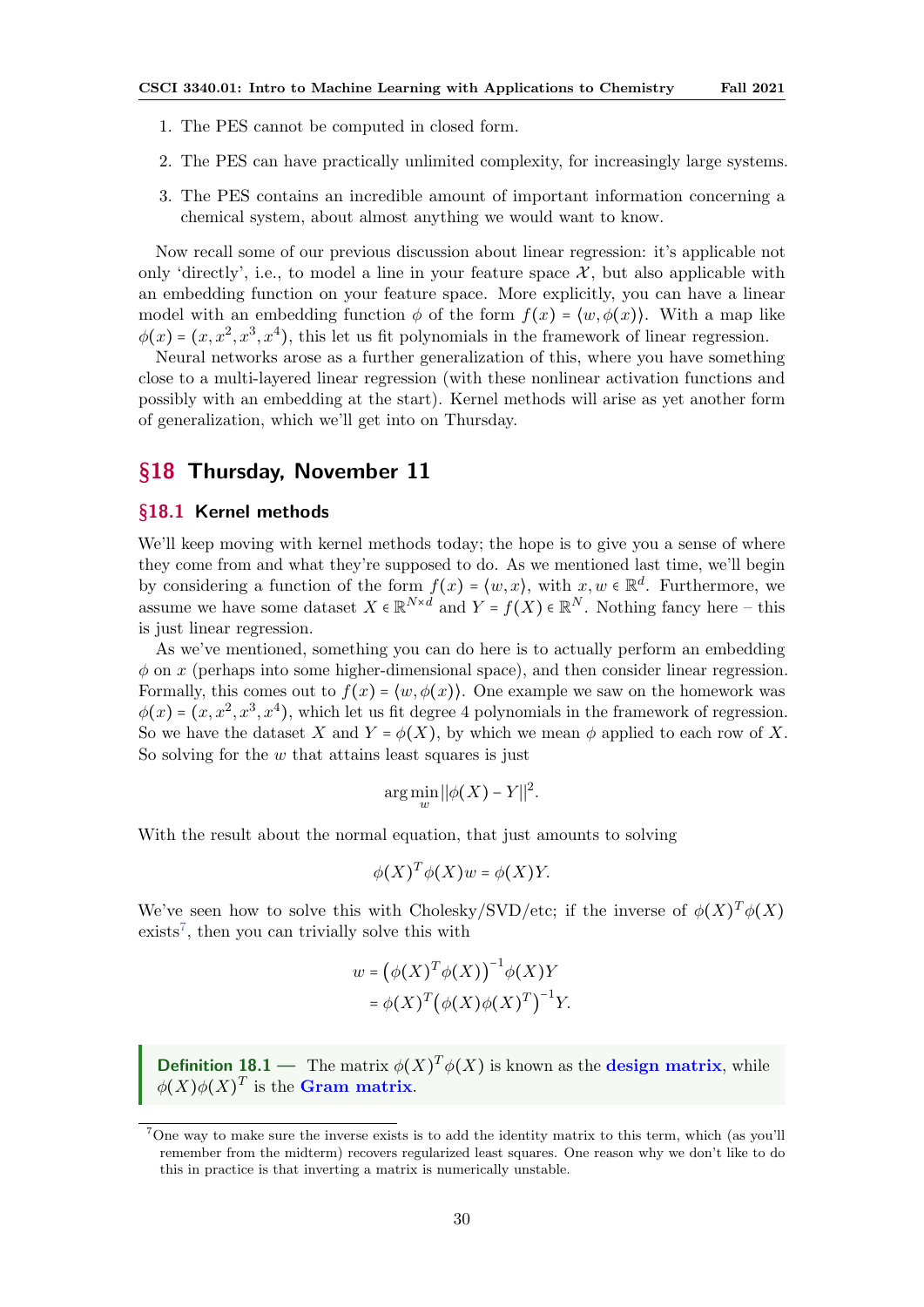1. The PES cannot be computed in closed form.
2. The PES can have practically unlimited complexity, for increasingly large systems.
3. The PES contains an incredible amount of important information concerning a chemical system, about almost anything we would want to know.

Now recall some of our previous discussion about linear regression: it's applicable not only 'directly', i.e., to model a line in your feature space $\mathcal{X}$, but also applicable with an embedding function on your feature space. More explicitly, you can have a linear model with an embedding function $\phi$ of the form $f(x) = \langle w, \phi(x) \rangle$. With a map like $\phi(x) = (x, x^2, x^3, x^4)$, this let us fit polynomials in the framework of linear regression.

Neural networks arose as a further generalization of this, where you have something close to a multi-layered linear regression (with these nonlinear activation functions and possibly with an embedding at the start). Kernel methods will arise as yet another form of generalization, which we'll get into on Thursday.

# §18 Thursday, November 11

## §18.1 Kernel methods

We'll keep moving with kernel methods today; the hope is to give you a sense of where they come from and what they're supposed to do. As we mentioned last time, we'll begin by considering a function of the form $f(x) = \langle w, x \rangle$, with $x, w \in \mathbb{R}^d$. Furthermore, we assume we have some dataset $X \in \mathbb{R}^{N \times d}$ and $Y = f(X) \in \mathbb{R}^N$. Nothing fancy here – this is just linear regression.

As we've mentioned, something you can do here is to actually perform an embedding $\phi$ on $x$ (perhaps into some higher-dimensional space), and then consider linear regression. Formally, this comes out to $f(x) = \langle w, \phi(x) \rangle$. One example we saw on the homework was $\phi(x) = (x, x^2, x^3, x^4)$, which let us fit degree 4 polynomials in the framework of regression. So we have the dataset $X$ and $Y = \phi(X)$, by which we mean $\phi$ applied to each row of $X$. So solving for the $w$ that attains least squares is just

$$\arg\min_{w} ||\phi(X) - Y||^2.$$

With the result about the normal equation, that just amounts to solving

$$\phi(X)^T \phi(X) w = \phi(X) Y.$$

We've seen how to solve this with Cholesky/SVD/etc; if the inverse of $\phi(X)^T \phi(X)$ exists[7], then you can trivially solve this with

$$\begin{aligned} w &= \left(\phi(X)^T \phi(X)\right)^{-1} \phi(X) Y \\ &= \phi(X)^T \left(\phi(X) \phi(X)^T\right)^{-1} Y. \end{aligned}$$

**Definition 18.1** — The matrix $\phi(X)^T \phi(X)$ is known as the **design matrix**, while $\phi(X)\phi(X)^T$ is the **Gram matrix**.

[7] One way to make sure the inverse exists is to add the identity matrix to this term, which (as you'll remember from the midterm) recovers regularized least squares. One reason why we don't like to do this in practice is that inverting a matrix is numerically unstable.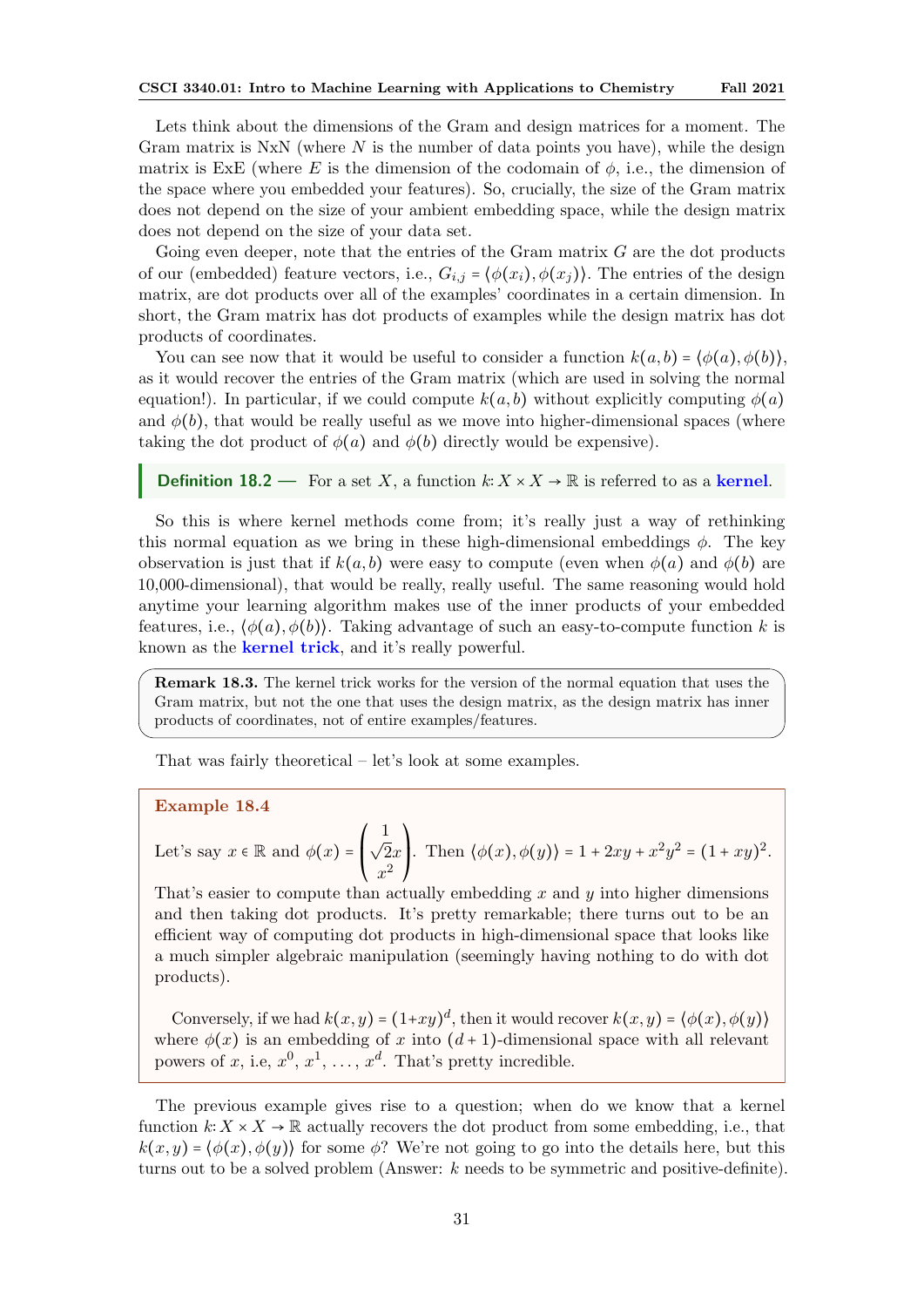Lets think about the dimensions of the Gram and design matrices for a moment. The Gram matrix is NxN (where $N$ is the number of data points you have), while the design matrix is ExE (where $E$ is the dimension of the codomain of $\phi$, i.e., the dimension of the space where you embedded your features). So, crucially, the size of the Gram matrix does not depend on the size of your ambient embedding space, while the design matrix does not depend on the size of your data set.

Going even deeper, note that the entries of the Gram matrix $G$ are the dot products of our (embedded) feature vectors, i.e., $G_{i,j} = \langle \phi(x_i), \phi(x_j) \rangle$. The entries of the design matrix, are dot products over all of the examples' coordinates in a certain dimension. In short, the Gram matrix has dot products of examples while the design matrix has dot products of coordinates.

You can see now that it would be useful to consider a function $k(a,b) = \langle \phi(a), \phi(b) \rangle$, as it would recover the entries of the Gram matrix (which are used in solving the normal equation!). In particular, if we could compute $k(a,b)$ without explicitly computing $\phi(a)$ and $\phi(b)$, that would be really useful as we move into higher-dimensional spaces (where taking the dot product of $\phi(a)$ and $\phi(b)$ directly would be expensive).

**Definition 18.2 —** For a set $X$, a function $k : X \times X \to \mathbb{R}$ is referred to as a **kernel**.

So this is where kernel methods come from; it's really just a way of rethinking this normal equation as we bring in these high-dimensional embeddings $\phi$. The key observation is just that if $k(a,b)$ were easy to compute (even when $\phi(a)$ and $\phi(b)$ are 10,000-dimensional), that would be really, really useful. The same reasoning would hold anytime your learning algorithm makes use of the inner products of your embedded features, i.e., $\langle \phi(a), \phi(b) \rangle$. Taking advantage of such an easy-to-compute function $k$ is known as the **kernel trick**, and it's really powerful.

**Remark 18.3.** The kernel trick works for the version of the normal equation that uses the Gram matrix, but not the one that uses the design matrix, as the design matrix has inner products of coordinates, not of entire examples/features.

That was fairly theoretical – let's look at some examples.

**Example 18.4**

Let's say $x \in \mathbb{R}$ and $\phi(x) = \begin{pmatrix} 1 \\ \sqrt{2}x \\ x^2 \end{pmatrix}$. Then $\langle \phi(x), \phi(y) \rangle = 1 + 2xy + x^2y^2 = (1+xy)^2$. That's easier to compute than actually embedding $x$ and $y$ into higher dimensions and then taking dot products. It's pretty remarkable; there turns out to be an efficient way of computing dot products in high-dimensional space that looks like a much simpler algebraic manipulation (seemingly having nothing to do with dot products).

Conversely, if we had $k(x,y) = (1+xy)^d$, then it would recover $k(x,y) = \langle \phi(x), \phi(y) \rangle$ where $\phi(x)$ is an embedding of $x$ into $(d+1)$-dimensional space with all relevant powers of $x$, i.e, $x^0$, $x^1$, ..., $x^d$. That's pretty incredible.

The previous example gives rise to a question; when do we know that a kernel function $k : X \times X \to \mathbb{R}$ actually recovers the dot product from some embedding, i.e., that $k(x,y) = \langle \phi(x), \phi(y) \rangle$ for some $\phi$? We're not going to go into the details here, but this turns out to be a solved problem (Answer: $k$ needs to be symmetric and positive-definite).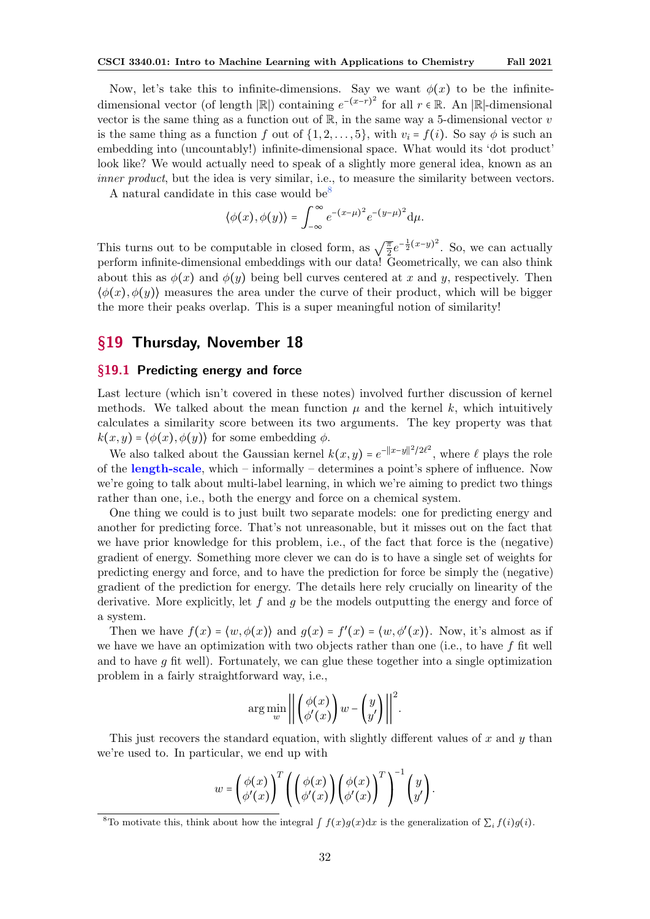Now, let's take this to infinite-dimensions. Say we want $\phi(x)$ to be the infinite-dimensional vector (of length $|\mathbb{R}|$) containing $e^{-(x-r)^2}$ for all $r \in \mathbb{R}$. An $|\mathbb{R}|$-dimensional vector is the same thing as a function out of $\mathbb{R}$, in the same way a 5-dimensional vector $v$ is the same thing as a function $f$ out of $\{1, 2, \ldots, 5\}$, with $v_i = f(i)$. So say $\phi$ is such an embedding into (uncountably!) infinite-dimensional space. What would its 'dot product' look like? We would actually need to speak of a slightly more general idea, known as an *inner product*, but the idea is very similar, i.e., to measure the similarity between vectors.

A natural candidate in this case would be[8]

$$\langle \phi(x), \phi(y) \rangle = \int_{-\infty}^{\infty} e^{-(x-\mu)^2} e^{-(y-\mu)^2} \mathrm{d}\mu.$$

This turns out to be computable in closed form, as $\sqrt{\frac{\pi}{2}} e^{-\frac{1}{2}(x-y)^2}$. So, we can actually perform infinite-dimensional embeddings with our data! Geometrically, we can also think about this as $\phi(x)$ and $\phi(y)$ being bell curves centered at $x$ and $y$, respectively. Then $\langle \phi(x), \phi(y) \rangle$ measures the area under the curve of their product, which will be bigger the more their peaks overlap. This is a super meaningful notion of similarity!

## §19 Thursday, November 18

### §19.1 Predicting energy and force

Last lecture (which isn't covered in these notes) involved further discussion of kernel methods. We talked about the mean function $\mu$ and the kernel $k$, which intuitively calculates a similarity score between its two arguments. The key property was that $k(x, y) = \langle \phi(x), \phi(y) \rangle$ for some embedding $\phi$.

We also talked about the Gaussian kernel $k(x, y) = e^{-\|x-y\|^2/2\ell^2}$, where $\ell$ plays the role of the **length-scale**, which – informally – determines a point's sphere of influence. Now we're going to talk about multi-label learning, in which we're aiming to predict two things rather than one, i.e., both the energy and force on a chemical system.

One thing we could is to just built two separate models: one for predicting energy and another for predicting force. That's not unreasonable, but it misses out on the fact that we have prior knowledge for this problem, i.e., of the fact that force is the (negative) gradient of energy. Something more clever we can do is to have a single set of weights for predicting energy and force, and to have the prediction for force be simply the (negative) gradient of the prediction for energy. The details here rely crucially on linearity of the derivative. More explicitly, let $f$ and $g$ be the models outputting the energy and force of a system.

Then we have $f(x) = \langle w, \phi(x) \rangle$ and $g(x) = f'(x) = \langle w, \phi'(x) \rangle$. Now, it's almost as if we have we have an optimization with two objects rather than one (i.e., to have $f$ fit well and to have $g$ fit well). Fortunately, we can glue these together into a single optimization problem in a fairly straightforward way, i.e.,

$$\arg\min_w \left\| \begin{pmatrix} \phi(x) \\ \phi'(x) \end{pmatrix} w - \begin{pmatrix} y \\ y' \end{pmatrix} \right\|^2.$$

This just recovers the standard equation, with slightly different values of $x$ and $y$ than we're used to. In particular, we end up with

$$w = \begin{pmatrix} \phi(x) \\ \phi'(x) \end{pmatrix}^T \left( \begin{pmatrix} \phi(x) \\ \phi'(x) \end{pmatrix} \begin{pmatrix} \phi(x) \\ \phi'(x) \end{pmatrix}^T \right)^{-1} \begin{pmatrix} y \\ y' \end{pmatrix}.$$

[8] To motivate this, think about how the integral $\int f(x)g(x)\mathrm{d}x$ is the generalization of $\sum_i f(i)g(i)$.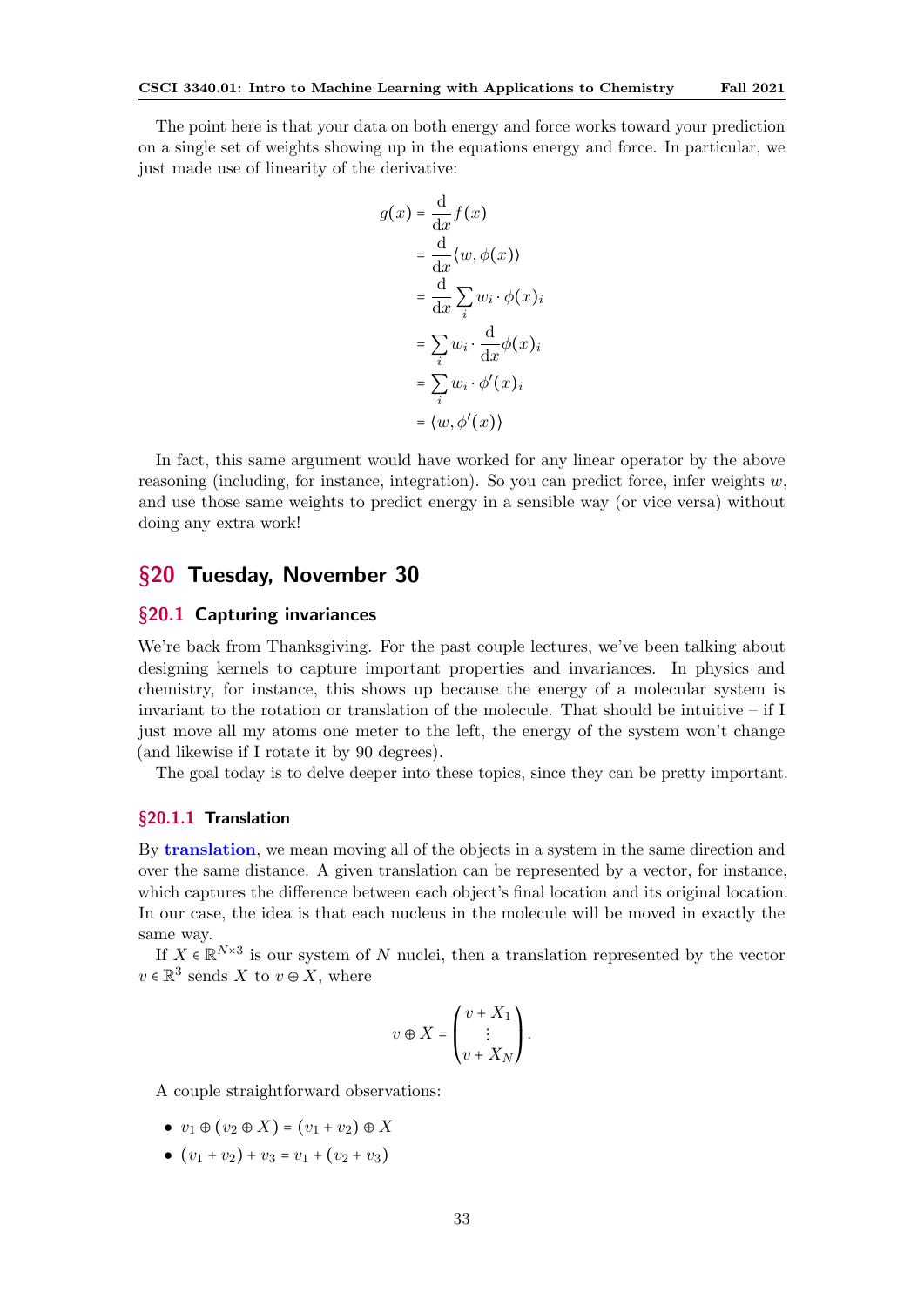The point here is that your data on both energy and force works toward your prediction on a single set of weights showing up in the equations energy and force. In particular, we just made use of linearity of the derivative:

$$
\begin{aligned}
g(x) &= \frac{\mathrm{d}}{\mathrm{d}x} f(x) \\
&= \frac{\mathrm{d}}{\mathrm{d}x} \langle w, \phi(x) \rangle \\
&= \frac{\mathrm{d}}{\mathrm{d}x} \sum_i w_i \cdot \phi(x)_i \\
&= \sum_i w_i \cdot \frac{\mathrm{d}}{\mathrm{d}x} \phi(x)_i \\
&= \sum_i w_i \cdot \phi'(x)_i \\
&= \langle w, \phi'(x) \rangle
\end{aligned}
$$

In fact, this same argument would have worked for any linear operator by the above reasoning (including, for instance, integration). So you can predict force, infer weights $w$, and use those same weights to predict energy in a sensible way (or vice versa) without doing any extra work!

# §20 Tuesday, November 30

## §20.1 Capturing invariances

We're back from Thanksgiving. For the past couple lectures, we've been talking about designing kernels to capture important properties and invariances. In physics and chemistry, for instance, this shows up because the energy of a molecular system is invariant to the rotation or translation of the molecule. That should be intuitive – if I just move all my atoms one meter to the left, the energy of the system won't change (and likewise if I rotate it by 90 degrees).

The goal today is to delve deeper into these topics, since they can be pretty important.

### §20.1.1 Translation

By **translation**, we mean moving all of the objects in a system in the same direction and over the same distance. A given translation can be represented by a vector, for instance, which captures the difference between each object's final location and its original location. In our case, the idea is that each nucleus in the molecule will be moved in exactly the same way.

If $X \in \mathbb{R}^{N \times 3}$ is our system of $N$ nuclei, then a translation represented by the vector $v \in \mathbb{R}^3$ sends $X$ to $v \oplus X$, where

$$
v \oplus X = \begin{pmatrix} v + X_1 \\ \vdots \\ v + X_N \end{pmatrix}.
$$

A couple straightforward observations:

- $v_1 \oplus (v_2 \oplus X) = (v_1 + v_2) \oplus X$
- $(v_1 + v_2) + v_3 = v_1 + (v_2 + v_3)$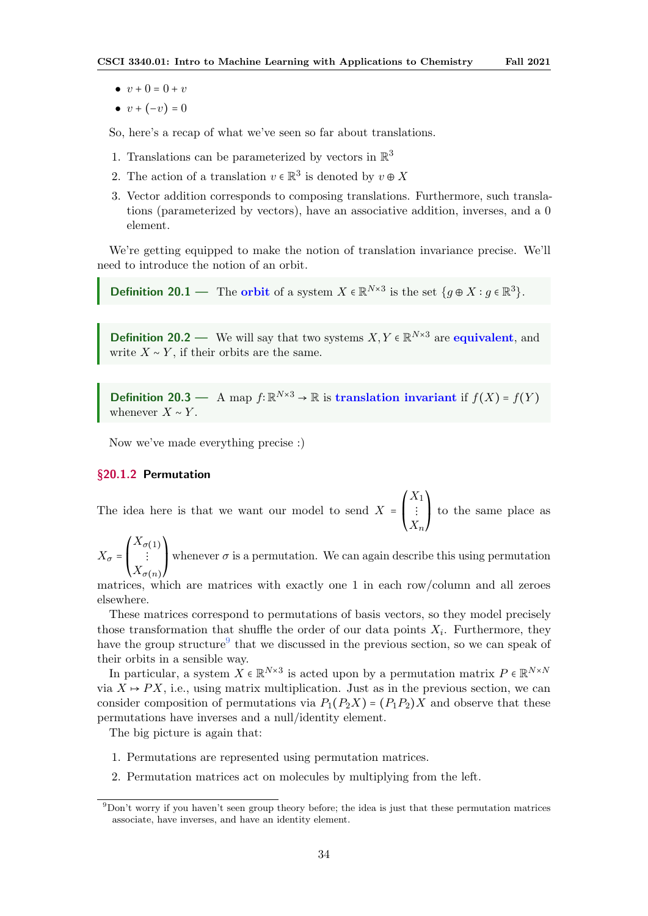- $v + 0 = 0 + v$
- $v + (-v) = 0$

So, here's a recap of what we've seen so far about translations.

1. Translations can be parameterized by vectors in $\mathbb{R}^3$
2. The action of a translation $v \in \mathbb{R}^3$ is denoted by $v \oplus X$
3. Vector addition corresponds to composing translations. Furthermore, such translations (parameterized by vectors), have an associative addition, inverses, and a 0 element.

We're getting equipped to make the notion of translation invariance precise. We'll need to introduce the notion of an orbit.

> **Definition 20.1** — The **orbit** of a system $X \in \mathbb{R}^{N\times 3}$ is the set $\{g \oplus X : g \in \mathbb{R}^3\}$.

> **Definition 20.2** — We will say that two systems $X, Y \in \mathbb{R}^{N\times 3}$ are **equivalent**, and write $X \sim Y$, if their orbits are the same.

> **Definition 20.3** — A map $f : \mathbb{R}^{N\times 3} \to \mathbb{R}$ is **translation invariant** if $f(X) = f(Y)$ whenever $X \sim Y$.

Now we've made everything precise :)

### §20.1.2 Permutation

The idea here is that we want our model to send $X = \begin{pmatrix} X_1 \\ \vdots \\ X_n \end{pmatrix}$ to the same place as $X_\sigma = \begin{pmatrix} X_{\sigma(1)} \\ \vdots \\ X_{\sigma(n)} \end{pmatrix}$ whenever $\sigma$ is a permutation. We can again describe this using permutation matrices, which are matrices with exactly one 1 in each row/column and all zeroes elsewhere.

These matrices correspond to permutations of basis vectors, so they model precisely those transformation that shuffle the order of our data points $X_i$. Furthermore, they have the group structure[9] that we discussed in the previous section, so we can speak of their orbits in a sensible way.

In particular, a system $X \in \mathbb{R}^{N\times 3}$ is acted upon by a permutation matrix $P \in \mathbb{R}^{N\times N}$ via $X \mapsto PX$, i.e., using matrix multiplication. Just as in the previous section, we can consider composition of permutations via $P_1(P_2X) = (P_1P_2)X$ and observe that these permutations have inverses and a null/identity element.

The big picture is again that:

1. Permutations are represented using permutation matrices.
2. Permutation matrices act on molecules by multiplying from the left.

[9] Don't worry if you haven't seen group theory before; the idea is just that these permutation matrices associate, have inverses, and have an identity element.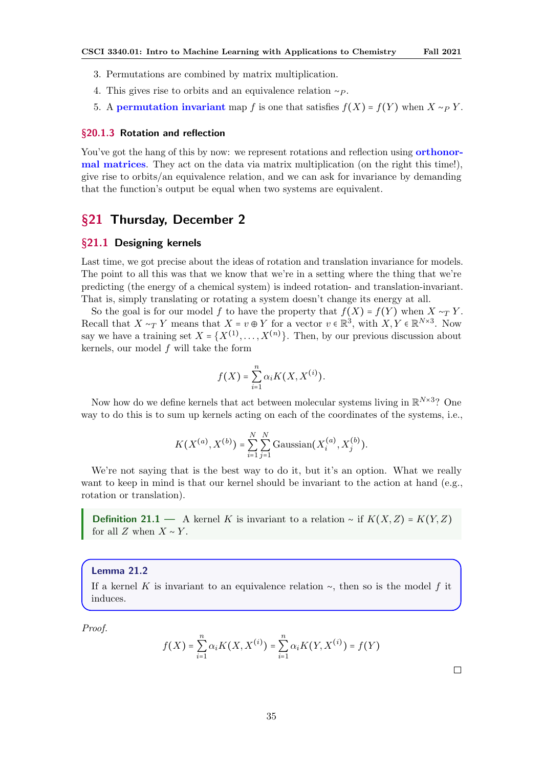3. Permutations are combined by matrix multiplication.
4. This gives rise to orbits and an equivalence relation $\sim_P$.
5. A **permutation invariant** map $f$ is one that satisfies $f(X) = f(Y)$ when $X \sim_P Y$.

### §20.1.3 Rotation and reflection

You've got the hang of this by now: we represent rotations and reflection using **orthonormal matrices**. They act on the data via matrix multiplication (on the right this time!), give rise to orbits/an equivalence relation, and we can ask for invariance by demanding that the function's output be equal when two systems are equivalent.

# §21 Thursday, December 2

## §21.1 Designing kernels

Last time, we got precise about the ideas of rotation and translation invariance for models. The point to all this was that we know that we're in a setting where the thing that we're predicting (the energy of a chemical system) is indeed rotation- and translation-invariant. That is, simply translating or rotating a system doesn't change its energy at all.

So the goal is for our model $f$ to have the property that $f(X) = f(Y)$ when $X \sim_T Y$. Recall that $X \sim_T Y$ means that $X = v \oplus Y$ for a vector $v \in \mathbb{R}^3$, with $X, Y \in \mathbb{R}^{N \times 3}$. Now say we have a training set $X = \{X^{(1)}, \ldots, X^{(n)}\}$. Then, by our previous discussion about kernels, our model $f$ will take the form

$$f(X) = \sum_{i=1}^{n} \alpha_i K(X, X^{(i)}).$$

Now how do we define kernels that act between molecular systems living in $\mathbb{R}^{N \times 3}$? One way to do this is to sum up kernels acting on each of the coordinates of the systems, i.e.,

$$K(X^{(a)}, X^{(b)}) = \sum_{i=1}^{N} \sum_{j=1}^{N} \text{Gaussian}(X_i^{(a)}, X_j^{(b)}).$$

We're not saying that is the best way to do it, but it's an option. What we really want to keep in mind is that our kernel should be invariant to the action at hand (e.g., rotation or translation).

**Definition 21.1** — A kernel $K$ is invariant to a relation $\sim$ if $K(X, Z) = K(Y, Z)$ for all $Z$ when $X \sim Y$.

**Lemma 21.2**

If a kernel $K$ is invariant to an equivalence relation $\sim$, then so is the model $f$ it induces.

*Proof.*

$$f(X) = \sum_{i=1}^{n} \alpha_i K(X, X^{(i)}) = \sum_{i=1}^{n} \alpha_i K(Y, X^{(i)}) = f(Y)$$

□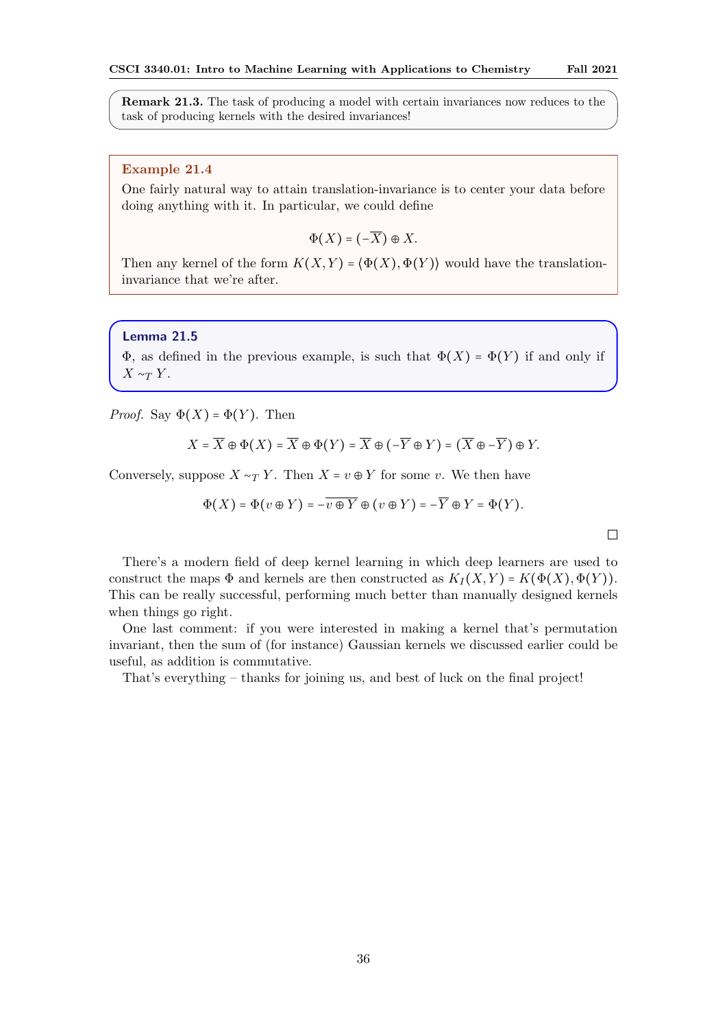**Remark 21.3.** The task of producing a model with certain invariances now reduces to the task of producing kernels with the desired invariances!

**Example 21.4**

One fairly natural way to attain translation-invariance is to center your data before doing anything with it. In particular, we could define

$$\Phi(X) = (-\overline{X}) \oplus X.$$

Then any kernel of the form $K(X, Y) = \langle \Phi(X), \Phi(Y) \rangle$ would have the translation-invariance that we're after.

**Lemma 21.5**

$\Phi$, as defined in the previous example, is such that $\Phi(X) = \Phi(Y)$ if and only if $X \sim_T Y$.

*Proof.* Say $\Phi(X) = \Phi(Y)$. Then

$$X = \overline{X} \oplus \Phi(X) = \overline{X} \oplus \Phi(Y) = \overline{X} \oplus (-\overline{Y} \oplus Y) = (\overline{X} \oplus -\overline{Y}) \oplus Y.$$

Conversely, suppose $X \sim_T Y$. Then $X = v \oplus Y$ for some $v$. We then have

$$\Phi(X) = \Phi(v \oplus Y) = -\overline{v \oplus Y} \oplus (v \oplus Y) = -\overline{Y} \oplus Y = \Phi(Y).$$

□

There's a modern field of deep kernel learning in which deep learners are used to construct the maps $\Phi$ and kernels are then constructed as $K_I(X, Y) = K(\Phi(X), \Phi(Y))$. This can be really successful, performing much better than manually designed kernels when things go right.

One last comment: if you were interested in making a kernel that's permutation invariant, then the sum of (for instance) Gaussian kernels we discussed earlier could be useful, as addition is commutative.

That's everything – thanks for joining us, and best of luck on the final project!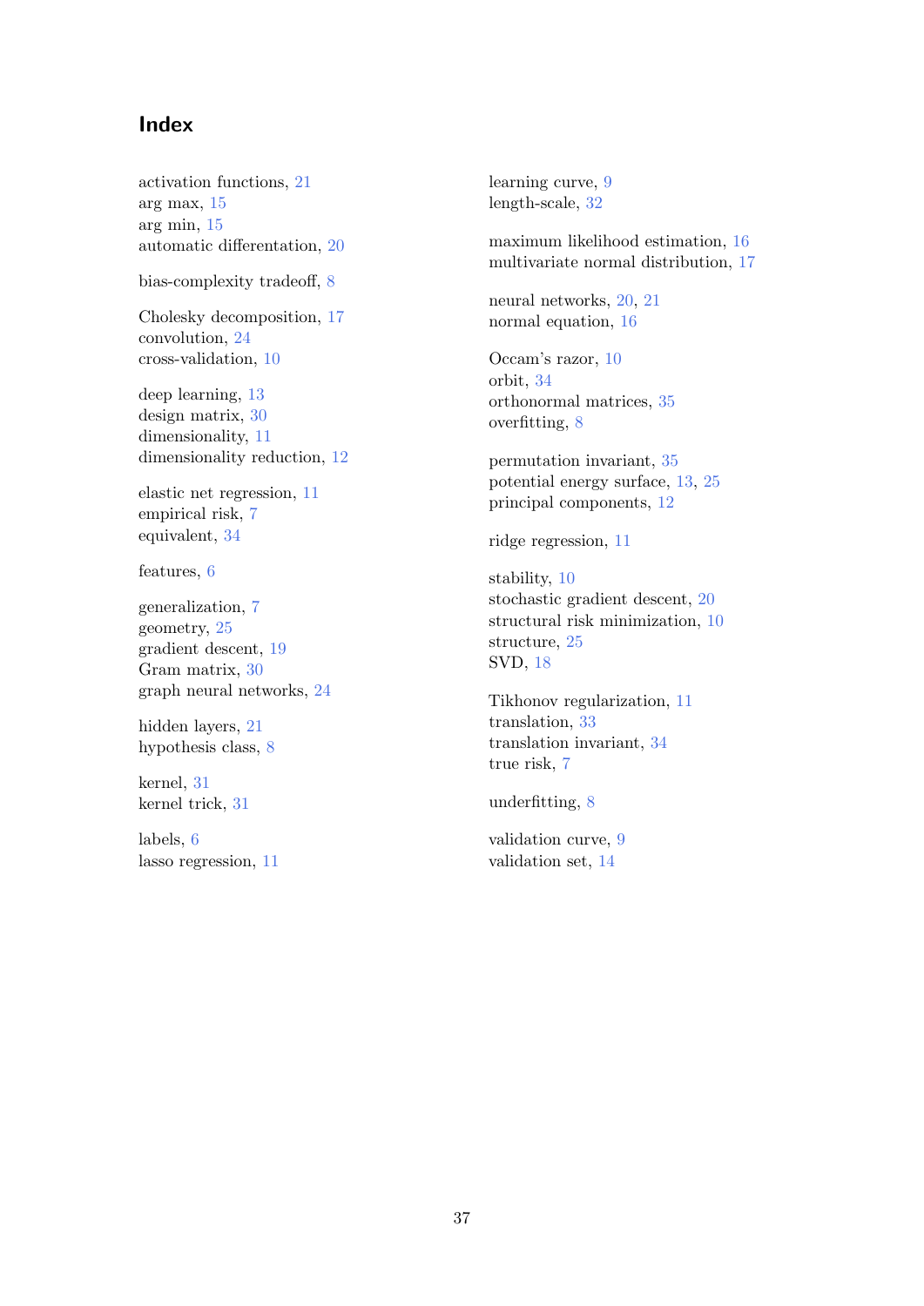# Index

activation functions, 21
arg max, 15
arg min, 15
automatic differentation, 20

bias-complexity tradeoff, 8

Cholesky decomposition, 17
convolution, 24
cross-validation, 10

deep learning, 13
design matrix, 30
dimensionality, 11
dimensionality reduction, 12

elastic net regression, 11
empirical risk, 7
equivalent, 34

features, 6

generalization, 7
geometry, 25
gradient descent, 19
Gram matrix, 30
graph neural networks, 24

hidden layers, 21
hypothesis class, 8

kernel, 31
kernel trick, 31

labels, 6
lasso regression, 11

learning curve, 9
length-scale, 32

maximum likelihood estimation, 16
multivariate normal distribution, 17

neural networks, 20, 21
normal equation, 16

Occam's razor, 10
orbit, 34
orthonormal matrices, 35
overfitting, 8

permutation invariant, 35
potential energy surface, 13, 25
principal components, 12

ridge regression, 11

stability, 10
stochastic gradient descent, 20
structural risk minimization, 10
structure, 25
SVD, 18

Tikhonov regularization, 11
translation, 33
translation invariant, 34
true risk, 7

underfitting, 8

validation curve, 9
validation set, 14